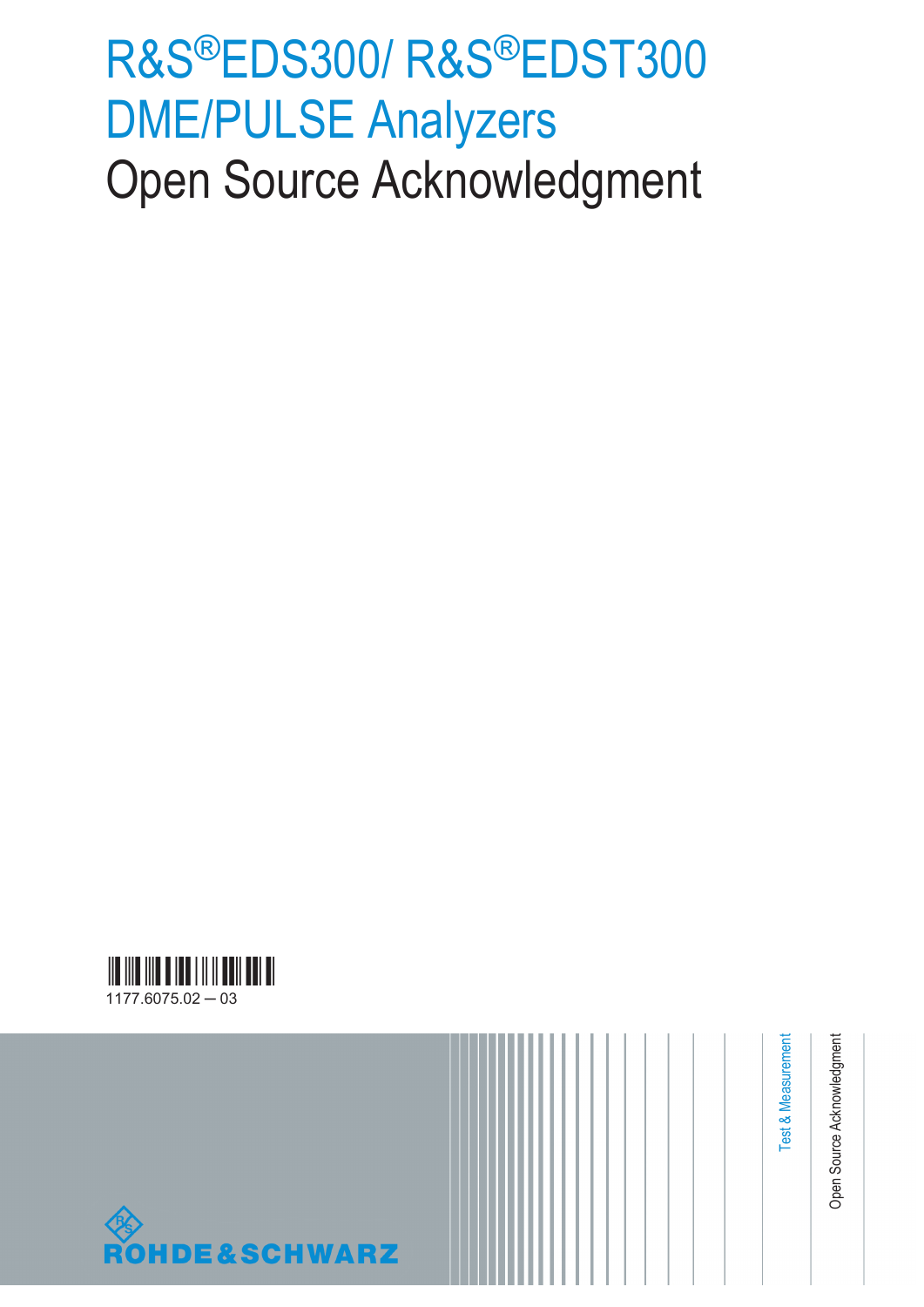# R&S®EDS300/ R&S®EDST300 DME/PULSE Analyzers

# Open Source Acknowledgment

1177.6075.02 — 03

Test & Measurement

Open Source Acknowledgment

ROHDE&SCHWARZ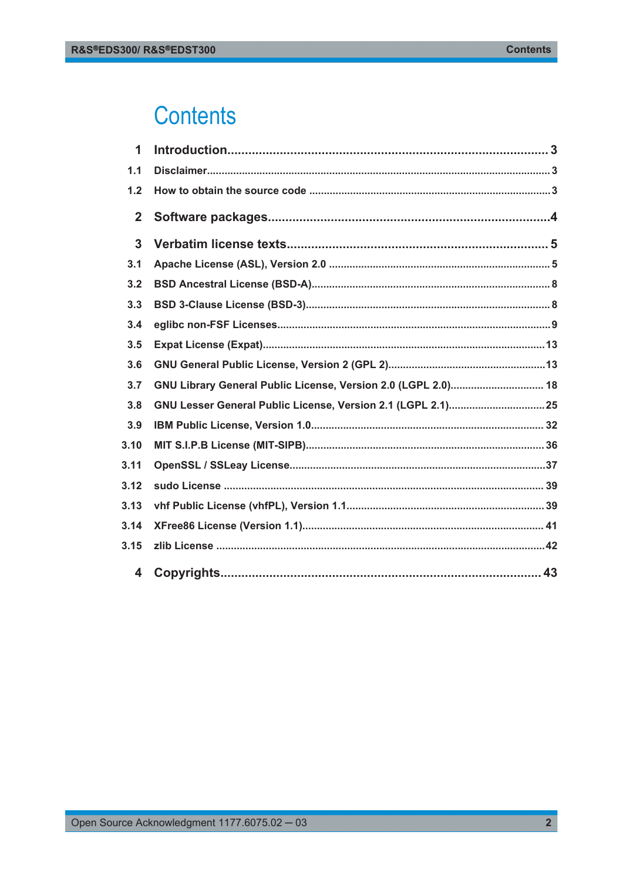# Contents

| | | |
|---|---|---|
| **1** | **Introduction** | **3** |
| 1.1 | Disclaimer | 3 |
| 1.2 | How to obtain the source code | 3 |
| **2** | **Software packages** | **4** |
| **3** | **Verbatim license texts** | **5** |
| 3.1 | Apache License (ASL), Version 2.0 | 5 |
| 3.2 | BSD Ancestral License (BSD-A) | 8 |
| 3.3 | BSD 3-Clause License (BSD-3) | 8 |
| 3.4 | eglibc non-FSF Licenses | 9 |
| 3.5 | Expat License (Expat) | 13 |
| 3.6 | GNU General Public License, Version 2 (GPL 2) | 13 |
| 3.7 | GNU Library General Public License, Version 2.0 (LGPL 2.0) | 18 |
| 3.8 | GNU Lesser General Public License, Version 2.1 (LGPL 2.1) | 25 |
| 3.9 | IBM Public License, Version 1.0 | 32 |
| 3.10 | MIT S.I.P.B License (MIT-SIPB) | 36 |
| 3.11 | OpenSSL / SSLeay License | 37 |
| 3.12 | sudo License | 39 |
| 3.13 | vhf Public License (vhfPL), Version 1.1 | 39 |
| 3.14 | XFree86 License (Version 1.1) | 41 |
| 3.15 | zlib License | 42 |
| **4** | **Copyrights** | **43** |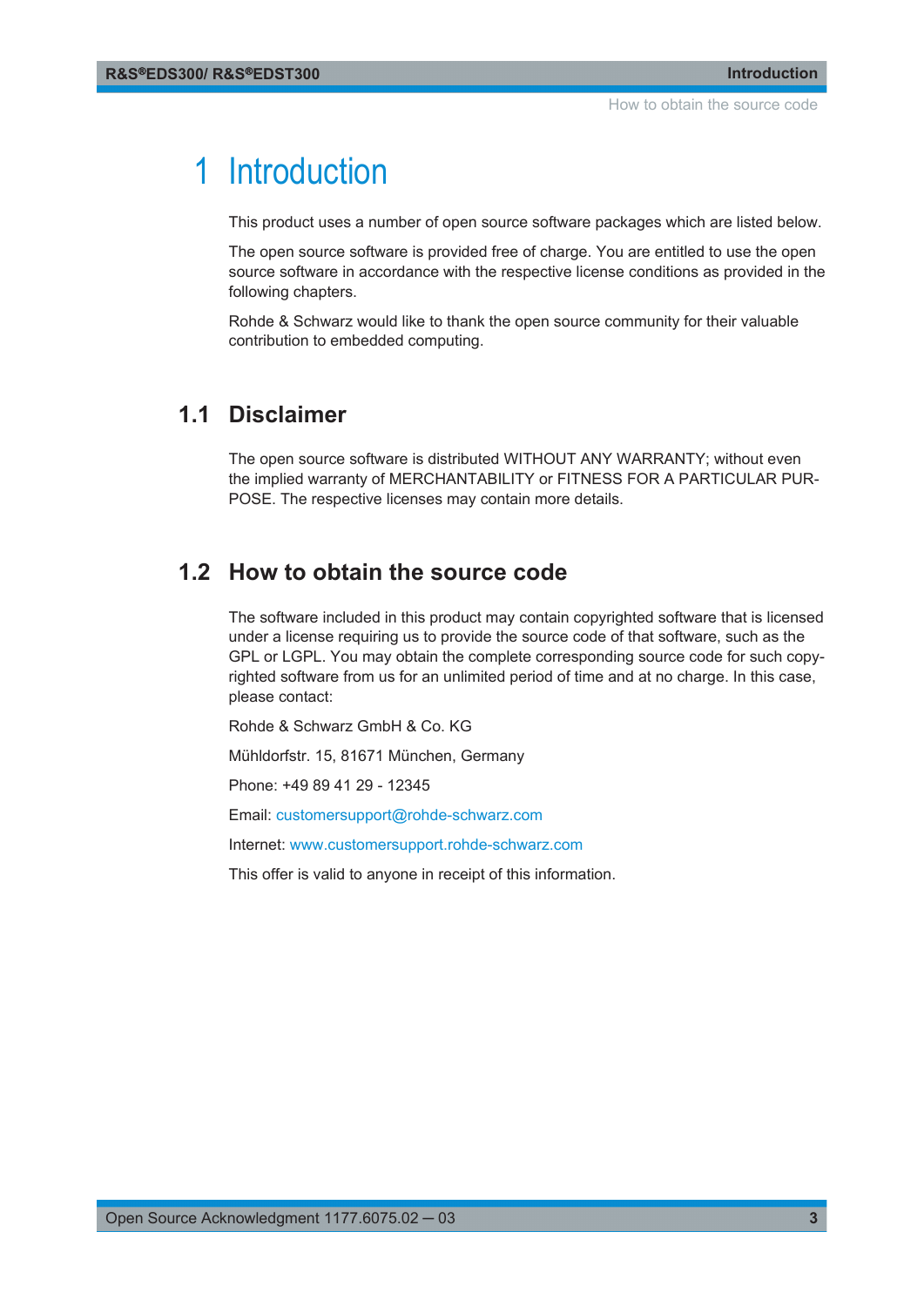# 1 Introduction

This product uses a number of open source software packages which are listed below.

The open source software is provided free of charge. You are entitled to use the open source software in accordance with the respective license conditions as provided in the following chapters.

Rohde & Schwarz would like to thank the open source community for their valuable contribution to embedded computing.

## 1.1 Disclaimer

The open source software is distributed WITHOUT ANY WARRANTY; without even the implied warranty of MERCHANTABILITY or FITNESS FOR A PARTICULAR PURPOSE. The respective licenses may contain more details.

## 1.2 How to obtain the source code

The software included in this product may contain copyrighted software that is licensed under a license requiring us to provide the source code of that software, such as the GPL or LGPL. You may obtain the complete corresponding source code for such copyrighted software from us for an unlimited period of time and at no charge. In this case, please contact:

Rohde & Schwarz GmbH & Co. KG

Mühldorfstr. 15, 81671 München, Germany

Phone: +49 89 41 29 - 12345

Email: customersupport@rohde-schwarz.com

Internet: www.customersupport.rohde-schwarz.com

This offer is valid to anyone in receipt of this information.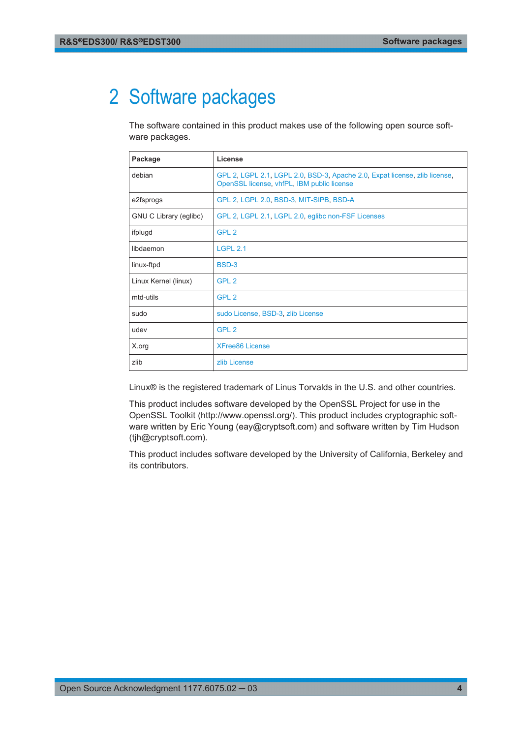# 2 Software packages

The software contained in this product makes use of the following open source software packages.

| Package | License |
|---|---|
| debian | GPL 2, LGPL 2.1, LGPL 2.0, BSD-3, Apache 2.0, Expat license, zlib license, OpenSSL license, vhfPL, IBM public license |
| e2fsprogs | GPL 2, LGPL 2.0, BSD-3, MIT-SIPB, BSD-A |
| GNU C Library (eglibc) | GPL 2, LGPL 2.1, LGPL 2.0, eglibc non-FSF Licenses |
| ifplugd | GPL 2 |
| libdaemon | LGPL 2.1 |
| linux-ftpd | BSD-3 |
| Linux Kernel (linux) | GPL 2 |
| mtd-utils | GPL 2 |
| sudo | sudo License, BSD-3, zlib License |
| udev | GPL 2 |
| X.org | XFree86 License |
| zlib | zlib License |

Linux® is the registered trademark of Linus Torvalds in the U.S. and other countries.

This product includes software developed by the OpenSSL Project for use in the OpenSSL Toolkit (http://www.openssl.org/). This product includes cryptographic software written by Eric Young (eay@cryptsoft.com) and software written by Tim Hudson (tjh@cryptsoft.com).

This product includes software developed by the University of California, Berkeley and its contributors.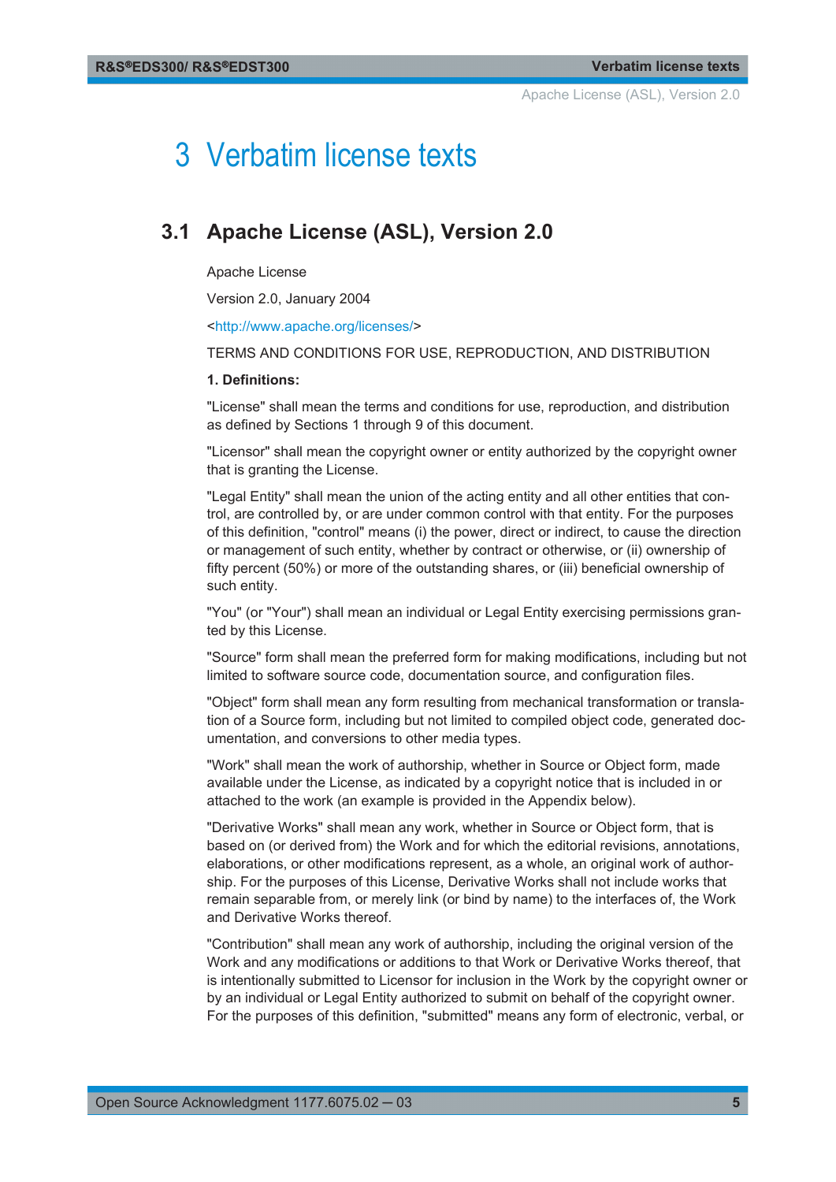# 3 Verbatim license texts

## 3.1 Apache License (ASL), Version 2.0

Apache License

Version 2.0, January 2004

<http://www.apache.org/licenses/>

TERMS AND CONDITIONS FOR USE, REPRODUCTION, AND DISTRIBUTION

**1. Definitions:**

"License" shall mean the terms and conditions for use, reproduction, and distribution as defined by Sections 1 through 9 of this document.

"Licensor" shall mean the copyright owner or entity authorized by the copyright owner that is granting the License.

"Legal Entity" shall mean the union of the acting entity and all other entities that control, are controlled by, or are under common control with that entity. For the purposes of this definition, "control" means (i) the power, direct or indirect, to cause the direction or management of such entity, whether by contract or otherwise, or (ii) ownership of fifty percent (50%) or more of the outstanding shares, or (iii) beneficial ownership of such entity.

"You" (or "Your") shall mean an individual or Legal Entity exercising permissions granted by this License.

"Source" form shall mean the preferred form for making modifications, including but not limited to software source code, documentation source, and configuration files.

"Object" form shall mean any form resulting from mechanical transformation or translation of a Source form, including but not limited to compiled object code, generated documentation, and conversions to other media types.

"Work" shall mean the work of authorship, whether in Source or Object form, made available under the License, as indicated by a copyright notice that is included in or attached to the work (an example is provided in the Appendix below).

"Derivative Works" shall mean any work, whether in Source or Object form, that is based on (or derived from) the Work and for which the editorial revisions, annotations, elaborations, or other modifications represent, as a whole, an original work of authorship. For the purposes of this License, Derivative Works shall not include works that remain separable from, or merely link (or bind by name) to the interfaces of, the Work and Derivative Works thereof.

"Contribution" shall mean any work of authorship, including the original version of the Work and any modifications or additions to that Work or Derivative Works thereof, that is intentionally submitted to Licensor for inclusion in the Work by the copyright owner or by an individual or Legal Entity authorized to submit on behalf of the copyright owner. For the purposes of this definition, "submitted" means any form of electronic, verbal, or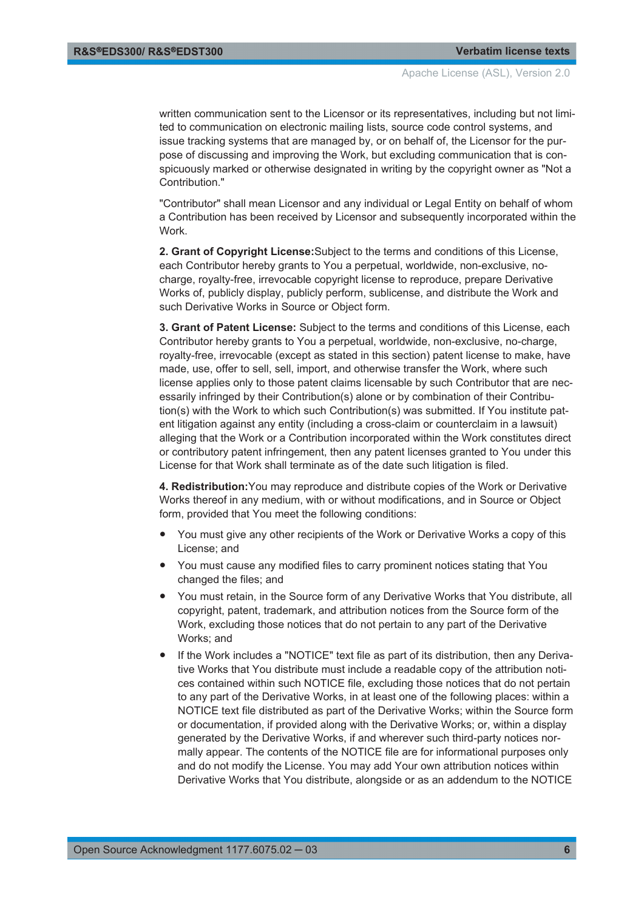written communication sent to the Licensor or its representatives, including but not limited to communication on electronic mailing lists, source code control systems, and issue tracking systems that are managed by, or on behalf of, the Licensor for the purpose of discussing and improving the Work, but excluding communication that is conspicuously marked or otherwise designated in writing by the copyright owner as "Not a Contribution."

"Contributor" shall mean Licensor and any individual or Legal Entity on behalf of whom a Contribution has been received by Licensor and subsequently incorporated within the Work.

**2. Grant of Copyright License:**Subject to the terms and conditions of this License, each Contributor hereby grants to You a perpetual, worldwide, non-exclusive, no-charge, royalty-free, irrevocable copyright license to reproduce, prepare Derivative Works of, publicly display, publicly perform, sublicense, and distribute the Work and such Derivative Works in Source or Object form.

**3. Grant of Patent License:** Subject to the terms and conditions of this License, each Contributor hereby grants to You a perpetual, worldwide, non-exclusive, no-charge, royalty-free, irrevocable (except as stated in this section) patent license to make, have made, use, offer to sell, sell, import, and otherwise transfer the Work, where such license applies only to those patent claims licensable by such Contributor that are necessarily infringed by their Contribution(s) alone or by combination of their Contribution(s) with the Work to which such Contribution(s) was submitted. If You institute patent litigation against any entity (including a cross-claim or counterclaim in a lawsuit) alleging that the Work or a Contribution incorporated within the Work constitutes direct or contributory patent infringement, then any patent licenses granted to You under this License for that Work shall terminate as of the date such litigation is filed.

**4. Redistribution:**You may reproduce and distribute copies of the Work or Derivative Works thereof in any medium, with or without modifications, and in Source or Object form, provided that You meet the following conditions:

- You must give any other recipients of the Work or Derivative Works a copy of this License; and
- You must cause any modified files to carry prominent notices stating that You changed the files; and
- You must retain, in the Source form of any Derivative Works that You distribute, all copyright, patent, trademark, and attribution notices from the Source form of the Work, excluding those notices that do not pertain to any part of the Derivative Works; and
- If the Work includes a "NOTICE" text file as part of its distribution, then any Derivative Works that You distribute must include a readable copy of the attribution notices contained within such NOTICE file, excluding those notices that do not pertain to any part of the Derivative Works, in at least one of the following places: within a NOTICE text file distributed as part of the Derivative Works; within the Source form or documentation, if provided along with the Derivative Works; or, within a display generated by the Derivative Works, if and wherever such third-party notices normally appear. The contents of the NOTICE file are for informational purposes only and do not modify the License. You may add Your own attribution notices within Derivative Works that You distribute, alongside or as an addendum to the NOTICE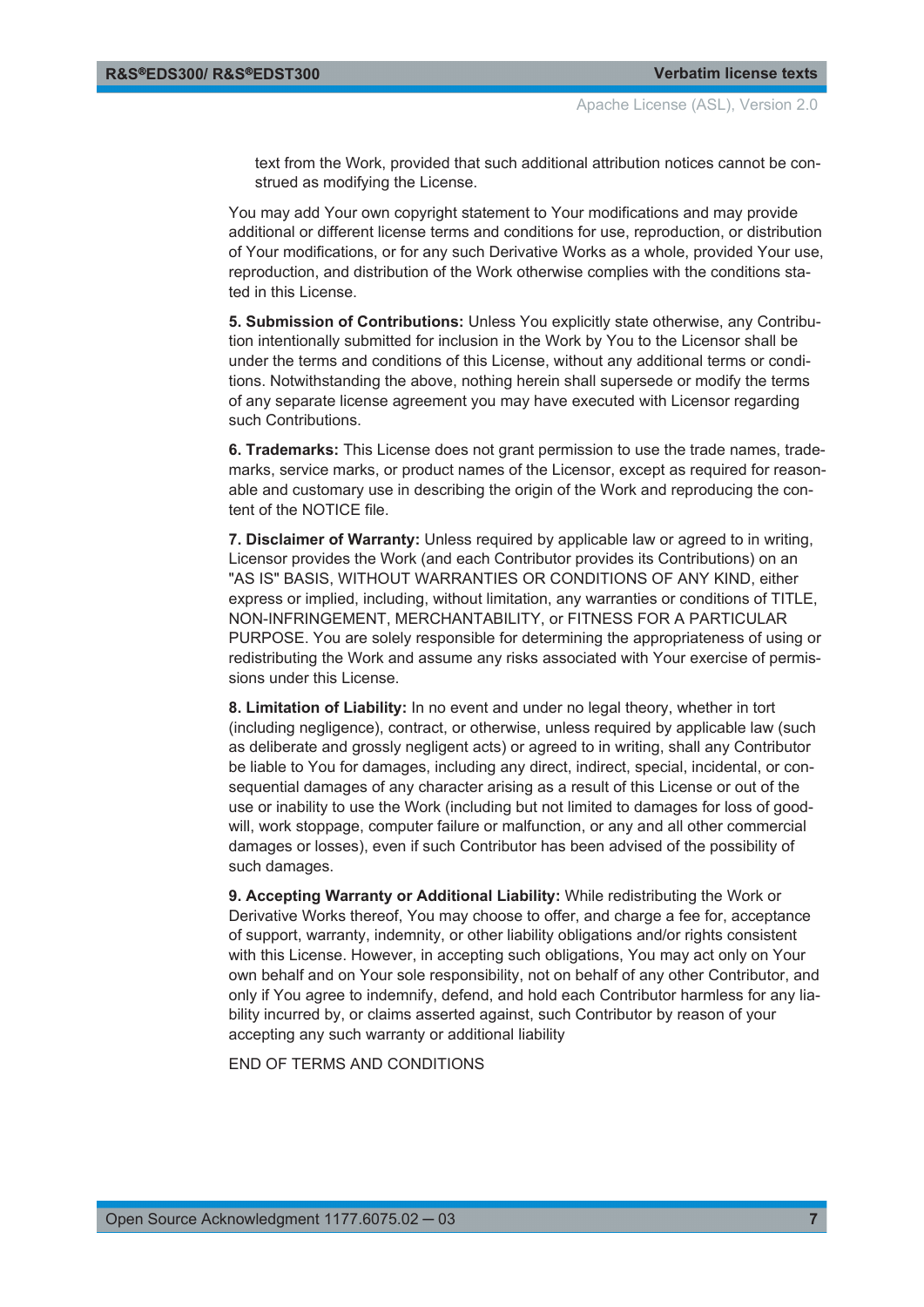text from the Work, provided that such additional attribution notices cannot be construed as modifying the License.

You may add Your own copyright statement to Your modifications and may provide additional or different license terms and conditions for use, reproduction, or distribution of Your modifications, or for any such Derivative Works as a whole, provided Your use, reproduction, and distribution of the Work otherwise complies with the conditions stated in this License.

**5. Submission of Contributions:** Unless You explicitly state otherwise, any Contribution intentionally submitted for inclusion in the Work by You to the Licensor shall be under the terms and conditions of this License, without any additional terms or conditions. Notwithstanding the above, nothing herein shall supersede or modify the terms of any separate license agreement you may have executed with Licensor regarding such Contributions.

**6. Trademarks:** This License does not grant permission to use the trade names, trademarks, service marks, or product names of the Licensor, except as required for reasonable and customary use in describing the origin of the Work and reproducing the content of the NOTICE file.

**7. Disclaimer of Warranty:** Unless required by applicable law or agreed to in writing, Licensor provides the Work (and each Contributor provides its Contributions) on an "AS IS" BASIS, WITHOUT WARRANTIES OR CONDITIONS OF ANY KIND, either express or implied, including, without limitation, any warranties or conditions of TITLE, NON-INFRINGEMENT, MERCHANTABILITY, or FITNESS FOR A PARTICULAR PURPOSE. You are solely responsible for determining the appropriateness of using or redistributing the Work and assume any risks associated with Your exercise of permissions under this License.

**8. Limitation of Liability:** In no event and under no legal theory, whether in tort (including negligence), contract, or otherwise, unless required by applicable law (such as deliberate and grossly negligent acts) or agreed to in writing, shall any Contributor be liable to You for damages, including any direct, indirect, special, incidental, or consequential damages of any character arising as a result of this License or out of the use or inability to use the Work (including but not limited to damages for loss of goodwill, work stoppage, computer failure or malfunction, or any and all other commercial damages or losses), even if such Contributor has been advised of the possibility of such damages.

**9. Accepting Warranty or Additional Liability:** While redistributing the Work or Derivative Works thereof, You may choose to offer, and charge a fee for, acceptance of support, warranty, indemnity, or other liability obligations and/or rights consistent with this License. However, in accepting such obligations, You may act only on Your own behalf and on Your sole responsibility, not on behalf of any other Contributor, and only if You agree to indemnify, defend, and hold each Contributor harmless for any liability incurred by, or claims asserted against, such Contributor by reason of your accepting any such warranty or additional liability

END OF TERMS AND CONDITIONS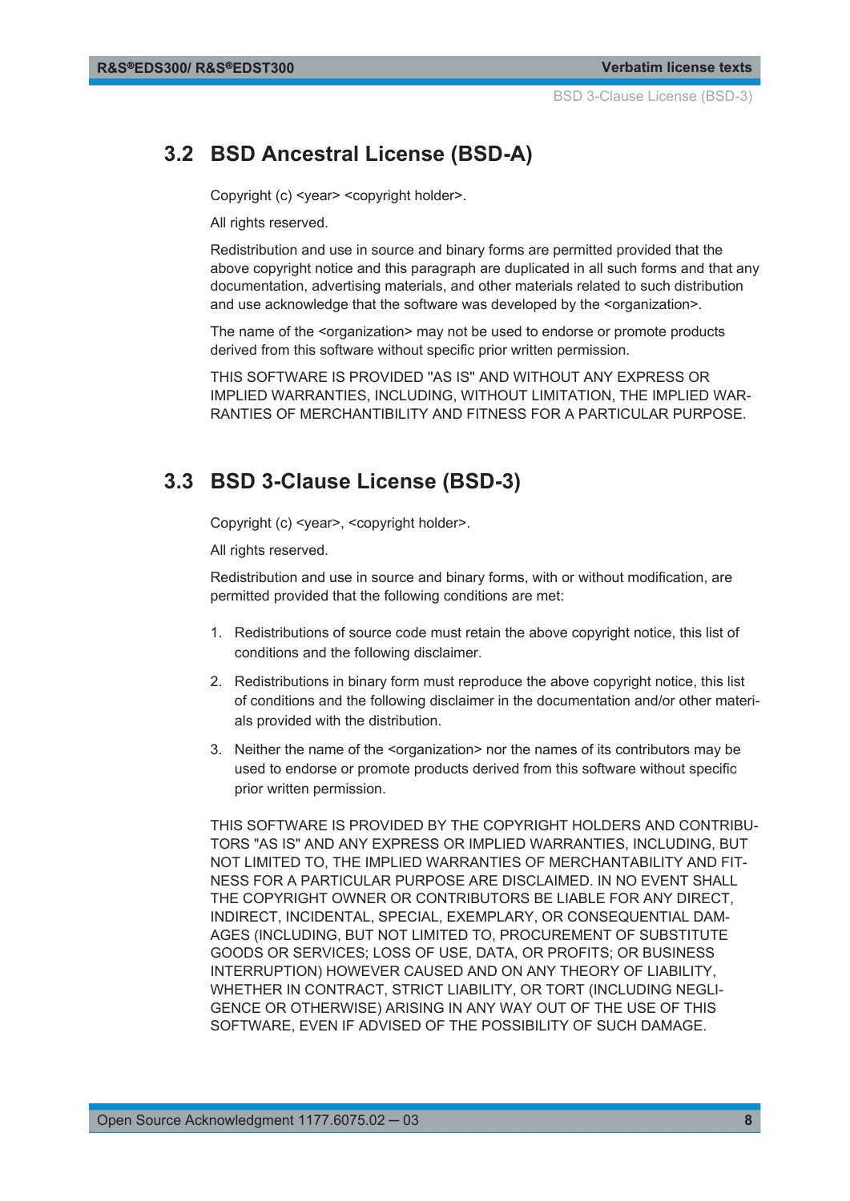## 3.2 BSD Ancestral License (BSD-A)

Copyright (c) <year> <copyright holder>.

All rights reserved.

Redistribution and use in source and binary forms are permitted provided that the above copyright notice and this paragraph are duplicated in all such forms and that any documentation, advertising materials, and other materials related to such distribution and use acknowledge that the software was developed by the <organization>.

The name of the <organization> may not be used to endorse or promote products derived from this software without specific prior written permission.

THIS SOFTWARE IS PROVIDED "AS IS" AND WITHOUT ANY EXPRESS OR IMPLIED WARRANTIES, INCLUDING, WITHOUT LIMITATION, THE IMPLIED WARRANTIES OF MERCHANTIBILITY AND FITNESS FOR A PARTICULAR PURPOSE.

## 3.3 BSD 3-Clause License (BSD-3)

Copyright (c) <year>, <copyright holder>.

All rights reserved.

Redistribution and use in source and binary forms, with or without modification, are permitted provided that the following conditions are met:

1. Redistributions of source code must retain the above copyright notice, this list of conditions and the following disclaimer.
2. Redistributions in binary form must reproduce the above copyright notice, this list of conditions and the following disclaimer in the documentation and/or other materials provided with the distribution.
3. Neither the name of the <organization> nor the names of its contributors may be used to endorse or promote products derived from this software without specific prior written permission.

THIS SOFTWARE IS PROVIDED BY THE COPYRIGHT HOLDERS AND CONTRIBUTORS "AS IS" AND ANY EXPRESS OR IMPLIED WARRANTIES, INCLUDING, BUT NOT LIMITED TO, THE IMPLIED WARRANTIES OF MERCHANTABILITY AND FITNESS FOR A PARTICULAR PURPOSE ARE DISCLAIMED. IN NO EVENT SHALL THE COPYRIGHT OWNER OR CONTRIBUTORS BE LIABLE FOR ANY DIRECT, INDIRECT, INCIDENTAL, SPECIAL, EXEMPLARY, OR CONSEQUENTIAL DAMAGES (INCLUDING, BUT NOT LIMITED TO, PROCUREMENT OF SUBSTITUTE GOODS OR SERVICES; LOSS OF USE, DATA, OR PROFITS; OR BUSINESS INTERRUPTION) HOWEVER CAUSED AND ON ANY THEORY OF LIABILITY, WHETHER IN CONTRACT, STRICT LIABILITY, OR TORT (INCLUDING NEGLIGENCE OR OTHERWISE) ARISING IN ANY WAY OUT OF THE USE OF THIS SOFTWARE, EVEN IF ADVISED OF THE POSSIBILITY OF SUCH DAMAGE.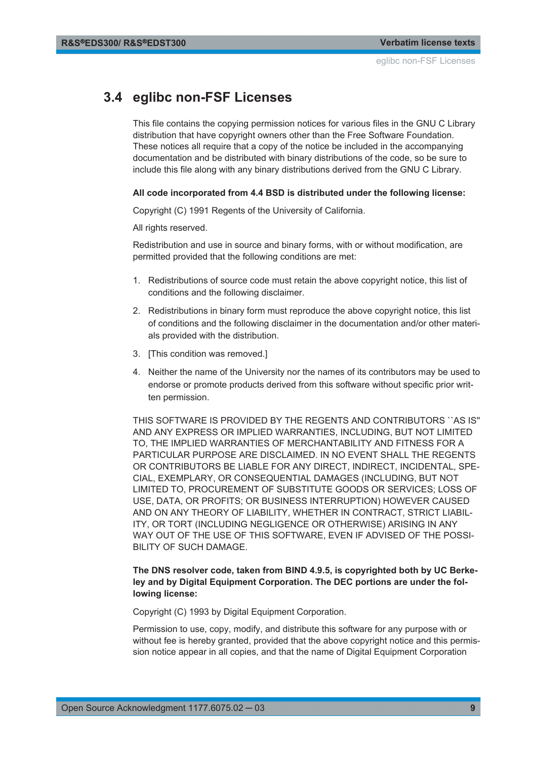## 3.4 eglibc non-FSF Licenses

This file contains the copying permission notices for various files in the GNU C Library distribution that have copyright owners other than the Free Software Foundation. These notices all require that a copy of the notice be included in the accompanying documentation and be distributed with binary distributions of the code, so be sure to include this file along with any binary distributions derived from the GNU C Library.

**All code incorporated from 4.4 BSD is distributed under the following license:**

Copyright (C) 1991 Regents of the University of California.

All rights reserved.

Redistribution and use in source and binary forms, with or without modification, are permitted provided that the following conditions are met:

1. Redistributions of source code must retain the above copyright notice, this list of conditions and the following disclaimer.
2. Redistributions in binary form must reproduce the above copyright notice, this list of conditions and the following disclaimer in the documentation and/or other materials provided with the distribution.
3. [This condition was removed.]
4. Neither the name of the University nor the names of its contributors may be used to endorse or promote products derived from this software without specific prior written permission.

THIS SOFTWARE IS PROVIDED BY THE REGENTS AND CONTRIBUTORS ``AS IS'' AND ANY EXPRESS OR IMPLIED WARRANTIES, INCLUDING, BUT NOT LIMITED TO, THE IMPLIED WARRANTIES OF MERCHANTABILITY AND FITNESS FOR A PARTICULAR PURPOSE ARE DISCLAIMED. IN NO EVENT SHALL THE REGENTS OR CONTRIBUTORS BE LIABLE FOR ANY DIRECT, INDIRECT, INCIDENTAL, SPECIAL, EXEMPLARY, OR CONSEQUENTIAL DAMAGES (INCLUDING, BUT NOT LIMITED TO, PROCUREMENT OF SUBSTITUTE GOODS OR SERVICES; LOSS OF USE, DATA, OR PROFITS; OR BUSINESS INTERRUPTION) HOWEVER CAUSED AND ON ANY THEORY OF LIABILITY, WHETHER IN CONTRACT, STRICT LIABILITY, OR TORT (INCLUDING NEGLIGENCE OR OTHERWISE) ARISING IN ANY WAY OUT OF THE USE OF THIS SOFTWARE, EVEN IF ADVISED OF THE POSSIBILITY OF SUCH DAMAGE.

**The DNS resolver code, taken from BIND 4.9.5, is copyrighted both by UC Berkeley and by Digital Equipment Corporation. The DEC portions are under the following license:**

Copyright (C) 1993 by Digital Equipment Corporation.

Permission to use, copy, modify, and distribute this software for any purpose with or without fee is hereby granted, provided that the above copyright notice and this permission notice appear in all copies, and that the name of Digital Equipment Corporation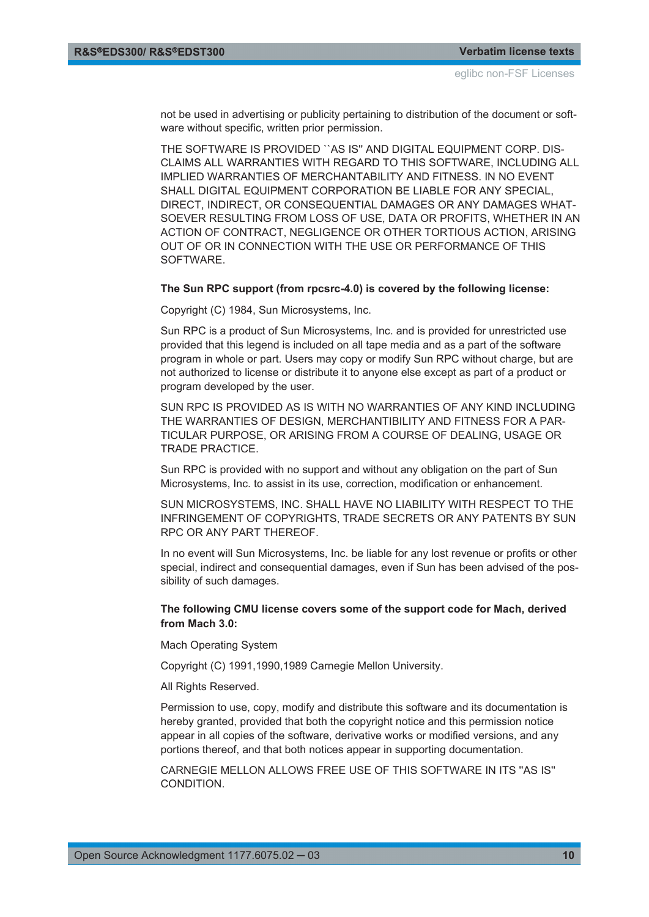not be used in advertising or publicity pertaining to distribution of the document or software without specific, written prior permission.

THE SOFTWARE IS PROVIDED ``AS IS'' AND DIGITAL EQUIPMENT CORP. DISCLAIMS ALL WARRANTIES WITH REGARD TO THIS SOFTWARE, INCLUDING ALL IMPLIED WARRANTIES OF MERCHANTABILITY AND FITNESS. IN NO EVENT SHALL DIGITAL EQUIPMENT CORPORATION BE LIABLE FOR ANY SPECIAL, DIRECT, INDIRECT, OR CONSEQUENTIAL DAMAGES OR ANY DAMAGES WHATSOEVER RESULTING FROM LOSS OF USE, DATA OR PROFITS, WHETHER IN AN ACTION OF CONTRACT, NEGLIGENCE OR OTHER TORTIOUS ACTION, ARISING OUT OF OR IN CONNECTION WITH THE USE OR PERFORMANCE OF THIS SOFTWARE.

**The Sun RPC support (from rpcsrc-4.0) is covered by the following license:**

Copyright (C) 1984, Sun Microsystems, Inc.

Sun RPC is a product of Sun Microsystems, Inc. and is provided for unrestricted use provided that this legend is included on all tape media and as a part of the software program in whole or part. Users may copy or modify Sun RPC without charge, but are not authorized to license or distribute it to anyone else except as part of a product or program developed by the user.

SUN RPC IS PROVIDED AS IS WITH NO WARRANTIES OF ANY KIND INCLUDING THE WARRANTIES OF DESIGN, MERCHANTIBILITY AND FITNESS FOR A PARTICULAR PURPOSE, OR ARISING FROM A COURSE OF DEALING, USAGE OR TRADE PRACTICE.

Sun RPC is provided with no support and without any obligation on the part of Sun Microsystems, Inc. to assist in its use, correction, modification or enhancement.

SUN MICROSYSTEMS, INC. SHALL HAVE NO LIABILITY WITH RESPECT TO THE INFRINGEMENT OF COPYRIGHTS, TRADE SECRETS OR ANY PATENTS BY SUN RPC OR ANY PART THEREOF.

In no event will Sun Microsystems, Inc. be liable for any lost revenue or profits or other special, indirect and consequential damages, even if Sun has been advised of the possibility of such damages.

**The following CMU license covers some of the support code for Mach, derived from Mach 3.0:**

Mach Operating System

Copyright (C) 1991,1990,1989 Carnegie Mellon University.

All Rights Reserved.

Permission to use, copy, modify and distribute this software and its documentation is hereby granted, provided that both the copyright notice and this permission notice appear in all copies of the software, derivative works or modified versions, and any portions thereof, and that both notices appear in supporting documentation.

CARNEGIE MELLON ALLOWS FREE USE OF THIS SOFTWARE IN ITS ''AS IS'' CONDITION.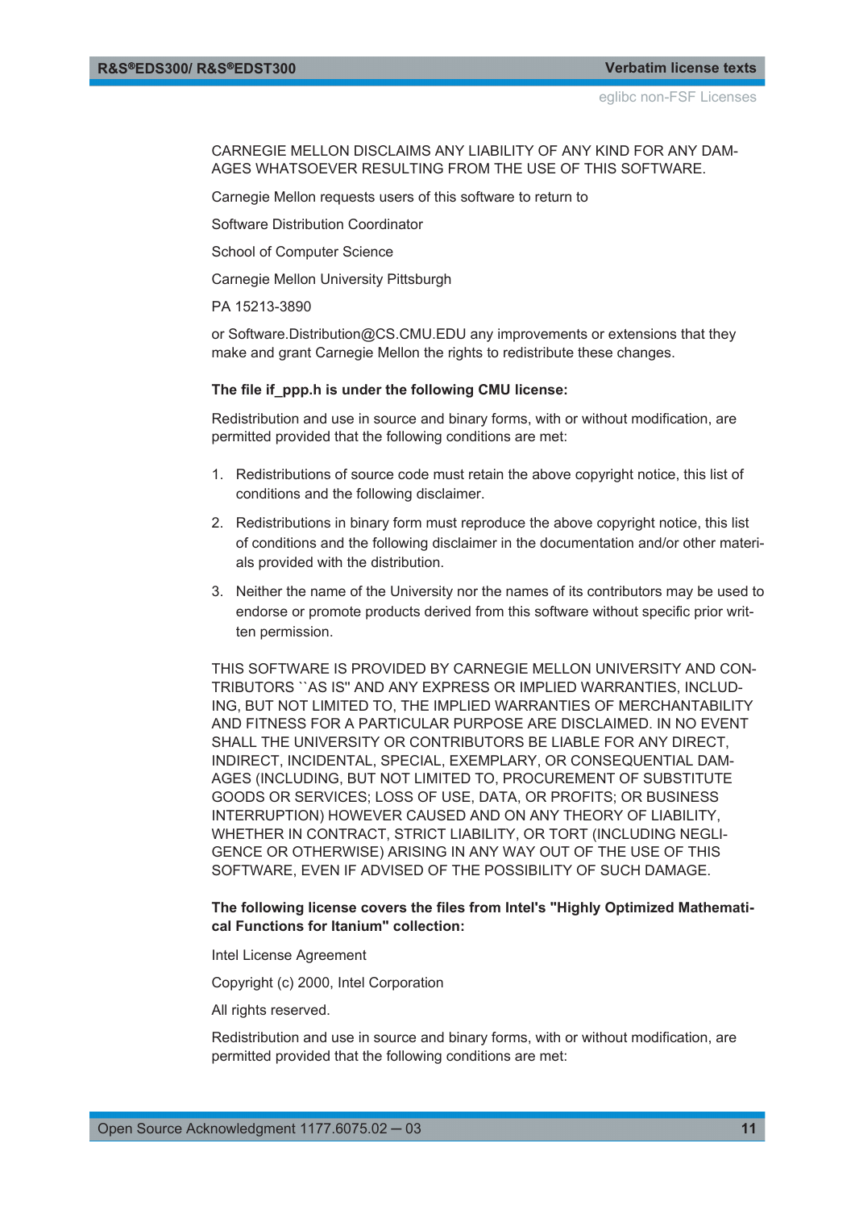CARNEGIE MELLON DISCLAIMS ANY LIABILITY OF ANY KIND FOR ANY DAMAGES WHATSOEVER RESULTING FROM THE USE OF THIS SOFTWARE.

Carnegie Mellon requests users of this software to return to

Software Distribution Coordinator

School of Computer Science

Carnegie Mellon University Pittsburgh

PA 15213-3890

or Software.Distribution@CS.CMU.EDU any improvements or extensions that they make and grant Carnegie Mellon the rights to redistribute these changes.

**The file if_ppp.h is under the following CMU license:**

Redistribution and use in source and binary forms, with or without modification, are permitted provided that the following conditions are met:

1. Redistributions of source code must retain the above copyright notice, this list of conditions and the following disclaimer.
2. Redistributions in binary form must reproduce the above copyright notice, this list of conditions and the following disclaimer in the documentation and/or other materials provided with the distribution.
3. Neither the name of the University nor the names of its contributors may be used to endorse or promote products derived from this software without specific prior written permission.

THIS SOFTWARE IS PROVIDED BY CARNEGIE MELLON UNIVERSITY AND CONTRIBUTORS ``AS IS'' AND ANY EXPRESS OR IMPLIED WARRANTIES, INCLUDING, BUT NOT LIMITED TO, THE IMPLIED WARRANTIES OF MERCHANTABILITY AND FITNESS FOR A PARTICULAR PURPOSE ARE DISCLAIMED. IN NO EVENT SHALL THE UNIVERSITY OR CONTRIBUTORS BE LIABLE FOR ANY DIRECT, INDIRECT, INCIDENTAL, SPECIAL, EXEMPLARY, OR CONSEQUENTIAL DAMAGES (INCLUDING, BUT NOT LIMITED TO, PROCUREMENT OF SUBSTITUTE GOODS OR SERVICES; LOSS OF USE, DATA, OR PROFITS; OR BUSINESS INTERRUPTION) HOWEVER CAUSED AND ON ANY THEORY OF LIABILITY, WHETHER IN CONTRACT, STRICT LIABILITY, OR TORT (INCLUDING NEGLIGENCE OR OTHERWISE) ARISING IN ANY WAY OUT OF THE USE OF THIS SOFTWARE, EVEN IF ADVISED OF THE POSSIBILITY OF SUCH DAMAGE.

**The following license covers the files from Intel's "Highly Optimized Mathematical Functions for Itanium" collection:**

Intel License Agreement

Copyright (c) 2000, Intel Corporation

All rights reserved.

Redistribution and use in source and binary forms, with or without modification, are permitted provided that the following conditions are met: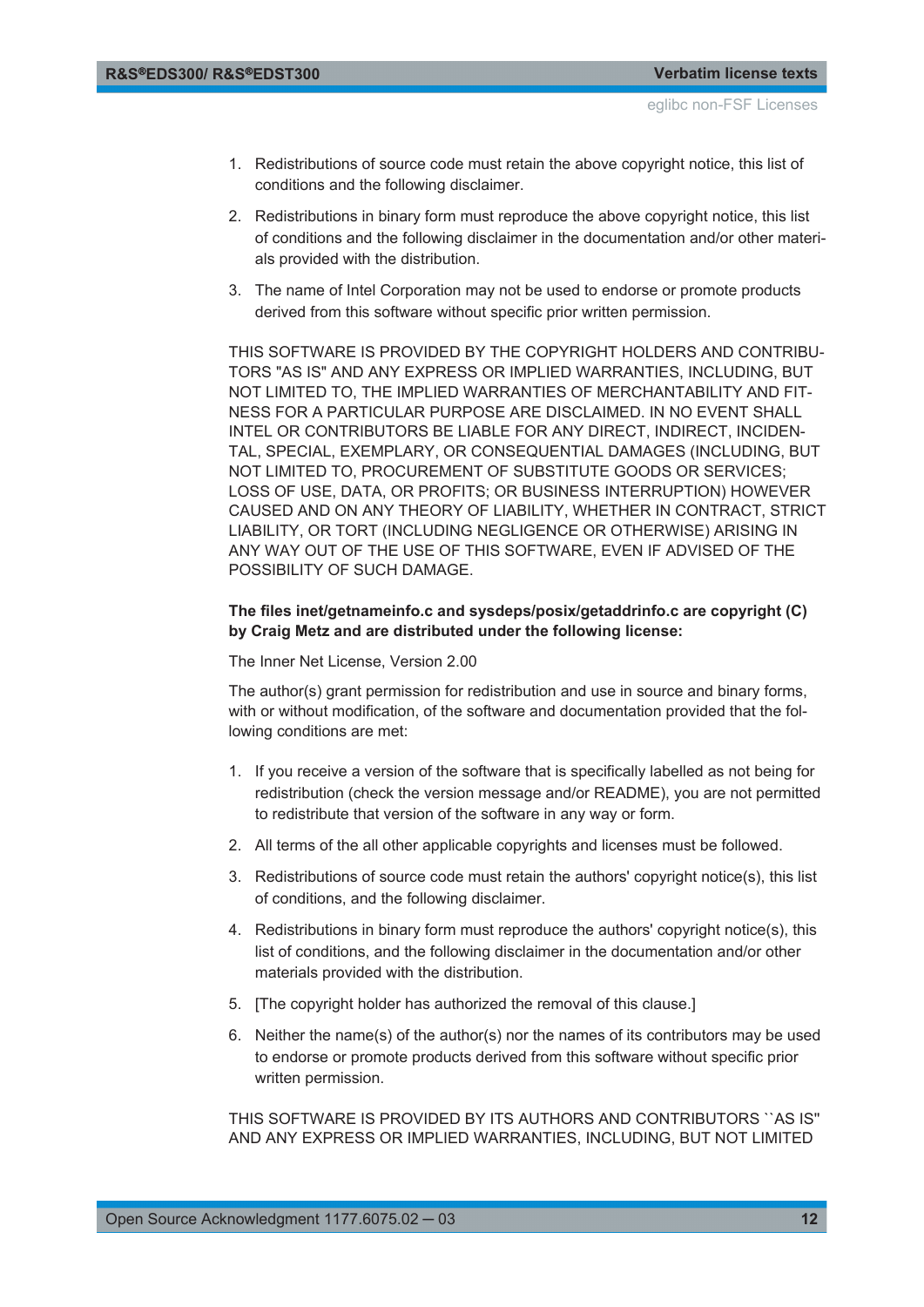1. Redistributions of source code must retain the above copyright notice, this list of conditions and the following disclaimer.
2. Redistributions in binary form must reproduce the above copyright notice, this list of conditions and the following disclaimer in the documentation and/or other materials provided with the distribution.
3. The name of Intel Corporation may not be used to endorse or promote products derived from this software without specific prior written permission.

THIS SOFTWARE IS PROVIDED BY THE COPYRIGHT HOLDERS AND CONTRIBUTORS "AS IS" AND ANY EXPRESS OR IMPLIED WARRANTIES, INCLUDING, BUT NOT LIMITED TO, THE IMPLIED WARRANTIES OF MERCHANTABILITY AND FITNESS FOR A PARTICULAR PURPOSE ARE DISCLAIMED. IN NO EVENT SHALL INTEL OR CONTRIBUTORS BE LIABLE FOR ANY DIRECT, INDIRECT, INCIDENTAL, SPECIAL, EXEMPLARY, OR CONSEQUENTIAL DAMAGES (INCLUDING, BUT NOT LIMITED TO, PROCUREMENT OF SUBSTITUTE GOODS OR SERVICES; LOSS OF USE, DATA, OR PROFITS; OR BUSINESS INTERRUPTION) HOWEVER CAUSED AND ON ANY THEORY OF LIABILITY, WHETHER IN CONTRACT, STRICT LIABILITY, OR TORT (INCLUDING NEGLIGENCE OR OTHERWISE) ARISING IN ANY WAY OUT OF THE USE OF THIS SOFTWARE, EVEN IF ADVISED OF THE POSSIBILITY OF SUCH DAMAGE.

**The files inet/getnameinfo.c and sysdeps/posix/getaddrinfo.c are copyright (C) by Craig Metz and are distributed under the following license:**

The Inner Net License, Version 2.00

The author(s) grant permission for redistribution and use in source and binary forms, with or without modification, of the software and documentation provided that the following conditions are met:

1. If you receive a version of the software that is specifically labelled as not being for redistribution (check the version message and/or README), you are not permitted to redistribute that version of the software in any way or form.
2. All terms of the all other applicable copyrights and licenses must be followed.
3. Redistributions of source code must retain the authors' copyright notice(s), this list of conditions, and the following disclaimer.
4. Redistributions in binary form must reproduce the authors' copyright notice(s), this list of conditions, and the following disclaimer in the documentation and/or other materials provided with the distribution.
5. [The copyright holder has authorized the removal of this clause.]
6. Neither the name(s) of the author(s) nor the names of its contributors may be used to endorse or promote products derived from this software without specific prior written permission.

THIS SOFTWARE IS PROVIDED BY ITS AUTHORS AND CONTRIBUTORS ``AS IS'' AND ANY EXPRESS OR IMPLIED WARRANTIES, INCLUDING, BUT NOT LIMITED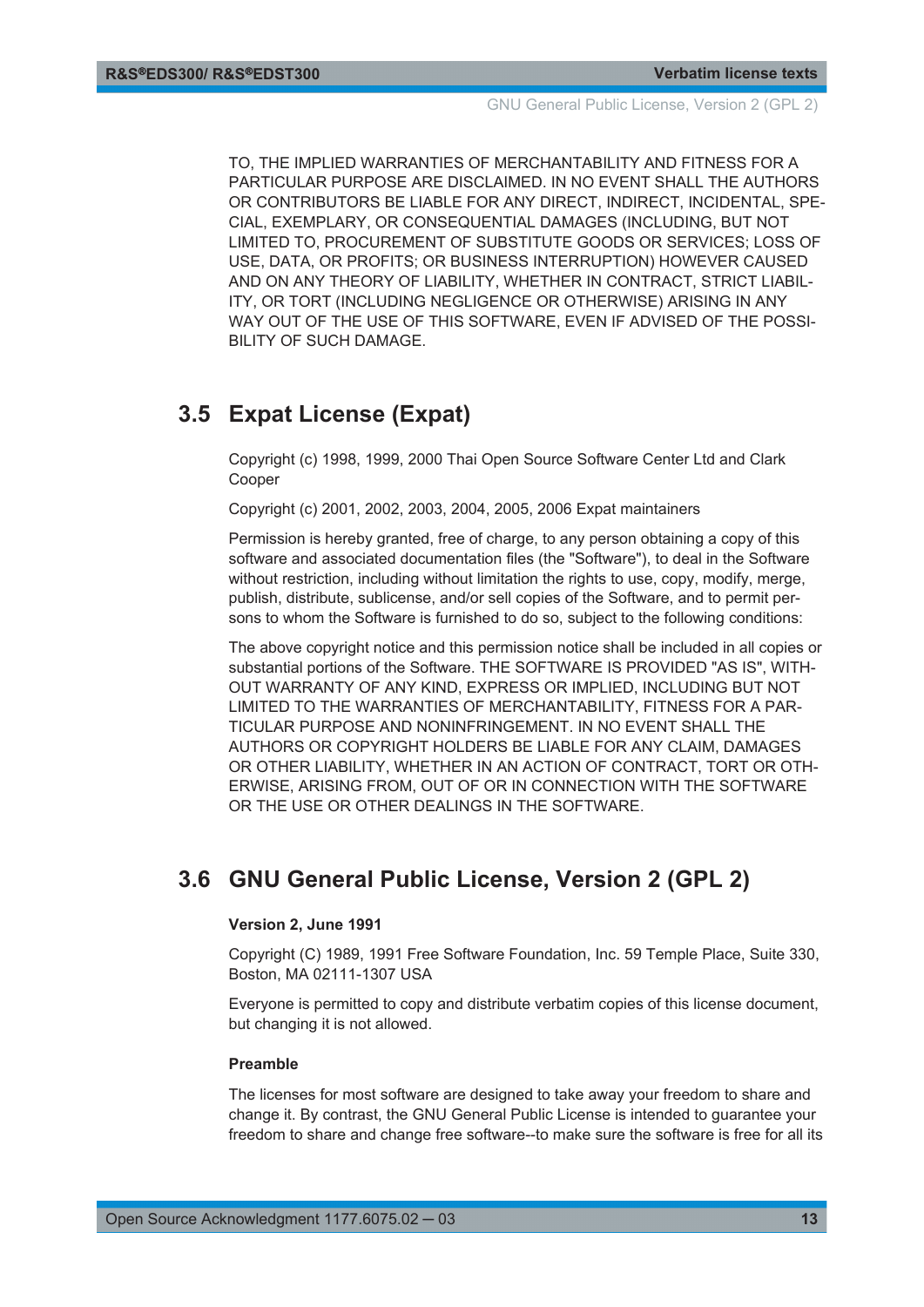TO, THE IMPLIED WARRANTIES OF MERCHANTABILITY AND FITNESS FOR A PARTICULAR PURPOSE ARE DISCLAIMED. IN NO EVENT SHALL THE AUTHORS OR CONTRIBUTORS BE LIABLE FOR ANY DIRECT, INDIRECT, INCIDENTAL, SPECIAL, EXEMPLARY, OR CONSEQUENTIAL DAMAGES (INCLUDING, BUT NOT LIMITED TO, PROCUREMENT OF SUBSTITUTE GOODS OR SERVICES; LOSS OF USE, DATA, OR PROFITS; OR BUSINESS INTERRUPTION) HOWEVER CAUSED AND ON ANY THEORY OF LIABILITY, WHETHER IN CONTRACT, STRICT LIABILITY, OR TORT (INCLUDING NEGLIGENCE OR OTHERWISE) ARISING IN ANY WAY OUT OF THE USE OF THIS SOFTWARE, EVEN IF ADVISED OF THE POSSIBILITY OF SUCH DAMAGE.

## 3.5 Expat License (Expat)

Copyright (c) 1998, 1999, 2000 Thai Open Source Software Center Ltd and Clark Cooper

Copyright (c) 2001, 2002, 2003, 2004, 2005, 2006 Expat maintainers

Permission is hereby granted, free of charge, to any person obtaining a copy of this software and associated documentation files (the "Software"), to deal in the Software without restriction, including without limitation the rights to use, copy, modify, merge, publish, distribute, sublicense, and/or sell copies of the Software, and to permit persons to whom the Software is furnished to do so, subject to the following conditions:

The above copyright notice and this permission notice shall be included in all copies or substantial portions of the Software. THE SOFTWARE IS PROVIDED "AS IS", WITHOUT WARRANTY OF ANY KIND, EXPRESS OR IMPLIED, INCLUDING BUT NOT LIMITED TO THE WARRANTIES OF MERCHANTABILITY, FITNESS FOR A PARTICULAR PURPOSE AND NONINFRINGEMENT. IN NO EVENT SHALL THE AUTHORS OR COPYRIGHT HOLDERS BE LIABLE FOR ANY CLAIM, DAMAGES OR OTHER LIABILITY, WHETHER IN AN ACTION OF CONTRACT, TORT OR OTHERWISE, ARISING FROM, OUT OF OR IN CONNECTION WITH THE SOFTWARE OR THE USE OR OTHER DEALINGS IN THE SOFTWARE.

## 3.6 GNU General Public License, Version 2 (GPL 2)

**Version 2, June 1991**

Copyright (C) 1989, 1991 Free Software Foundation, Inc. 59 Temple Place, Suite 330, Boston, MA 02111-1307 USA

Everyone is permitted to copy and distribute verbatim copies of this license document, but changing it is not allowed.

**Preamble**

The licenses for most software are designed to take away your freedom to share and change it. By contrast, the GNU General Public License is intended to guarantee your freedom to share and change free software--to make sure the software is free for all its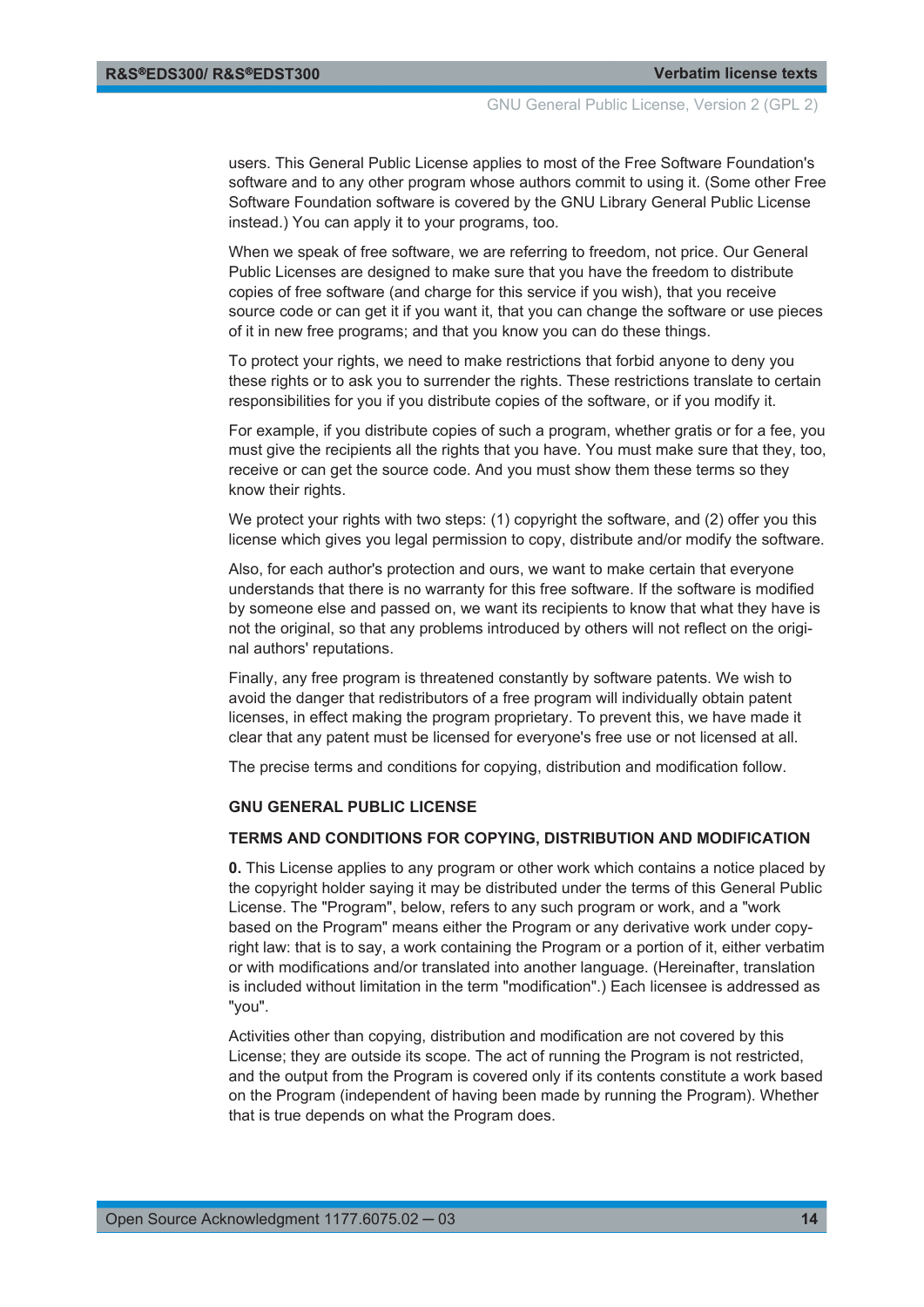users. This General Public License applies to most of the Free Software Foundation's software and to any other program whose authors commit to using it. (Some other Free Software Foundation software is covered by the GNU Library General Public License instead.) You can apply it to your programs, too.

When we speak of free software, we are referring to freedom, not price. Our General Public Licenses are designed to make sure that you have the freedom to distribute copies of free software (and charge for this service if you wish), that you receive source code or can get it if you want it, that you can change the software or use pieces of it in new free programs; and that you know you can do these things.

To protect your rights, we need to make restrictions that forbid anyone to deny you these rights or to ask you to surrender the rights. These restrictions translate to certain responsibilities for you if you distribute copies of the software, or if you modify it.

For example, if you distribute copies of such a program, whether gratis or for a fee, you must give the recipients all the rights that you have. You must make sure that they, too, receive or can get the source code. And you must show them these terms so they know their rights.

We protect your rights with two steps: (1) copyright the software, and (2) offer you this license which gives you legal permission to copy, distribute and/or modify the software.

Also, for each author's protection and ours, we want to make certain that everyone understands that there is no warranty for this free software. If the software is modified by someone else and passed on, we want its recipients to know that what they have is not the original, so that any problems introduced by others will not reflect on the original authors' reputations.

Finally, any free program is threatened constantly by software patents. We wish to avoid the danger that redistributors of a free program will individually obtain patent licenses, in effect making the program proprietary. To prevent this, we have made it clear that any patent must be licensed for everyone's free use or not licensed at all.

The precise terms and conditions for copying, distribution and modification follow.

**GNU GENERAL PUBLIC LICENSE**

**TERMS AND CONDITIONS FOR COPYING, DISTRIBUTION AND MODIFICATION**

**0.** This License applies to any program or other work which contains a notice placed by the copyright holder saying it may be distributed under the terms of this General Public License. The "Program", below, refers to any such program or work, and a "work based on the Program" means either the Program or any derivative work under copyright law: that is to say, a work containing the Program or a portion of it, either verbatim or with modifications and/or translated into another language. (Hereinafter, translation is included without limitation in the term "modification".) Each licensee is addressed as "you".

Activities other than copying, distribution and modification are not covered by this License; they are outside its scope. The act of running the Program is not restricted, and the output from the Program is covered only if its contents constitute a work based on the Program (independent of having been made by running the Program). Whether that is true depends on what the Program does.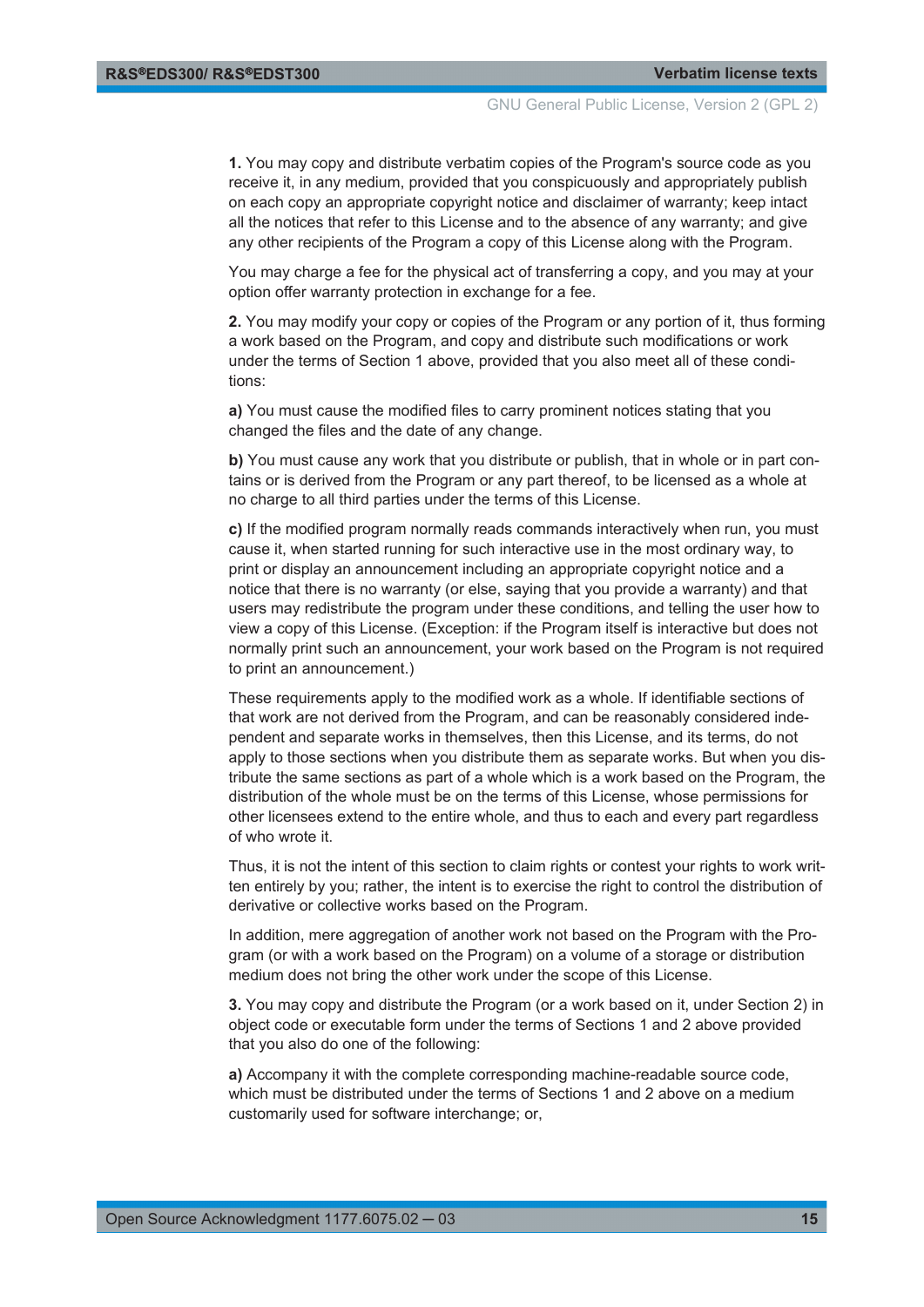**1.** You may copy and distribute verbatim copies of the Program's source code as you receive it, in any medium, provided that you conspicuously and appropriately publish on each copy an appropriate copyright notice and disclaimer of warranty; keep intact all the notices that refer to this License and to the absence of any warranty; and give any other recipients of the Program a copy of this License along with the Program.

You may charge a fee for the physical act of transferring a copy, and you may at your option offer warranty protection in exchange for a fee.

**2.** You may modify your copy or copies of the Program or any portion of it, thus forming a work based on the Program, and copy and distribute such modifications or work under the terms of Section 1 above, provided that you also meet all of these conditions:

**a)** You must cause the modified files to carry prominent notices stating that you changed the files and the date of any change.

**b)** You must cause any work that you distribute or publish, that in whole or in part contains or is derived from the Program or any part thereof, to be licensed as a whole at no charge to all third parties under the terms of this License.

**c)** If the modified program normally reads commands interactively when run, you must cause it, when started running for such interactive use in the most ordinary way, to print or display an announcement including an appropriate copyright notice and a notice that there is no warranty (or else, saying that you provide a warranty) and that users may redistribute the program under these conditions, and telling the user how to view a copy of this License. (Exception: if the Program itself is interactive but does not normally print such an announcement, your work based on the Program is not required to print an announcement.)

These requirements apply to the modified work as a whole. If identifiable sections of that work are not derived from the Program, and can be reasonably considered independent and separate works in themselves, then this License, and its terms, do not apply to those sections when you distribute them as separate works. But when you distribute the same sections as part of a whole which is a work based on the Program, the distribution of the whole must be on the terms of this License, whose permissions for other licensees extend to the entire whole, and thus to each and every part regardless of who wrote it.

Thus, it is not the intent of this section to claim rights or contest your rights to work written entirely by you; rather, the intent is to exercise the right to control the distribution of derivative or collective works based on the Program.

In addition, mere aggregation of another work not based on the Program with the Program (or with a work based on the Program) on a volume of a storage or distribution medium does not bring the other work under the scope of this License.

**3.** You may copy and distribute the Program (or a work based on it, under Section 2) in object code or executable form under the terms of Sections 1 and 2 above provided that you also do one of the following:

**a)** Accompany it with the complete corresponding machine-readable source code, which must be distributed under the terms of Sections 1 and 2 above on a medium customarily used for software interchange; or,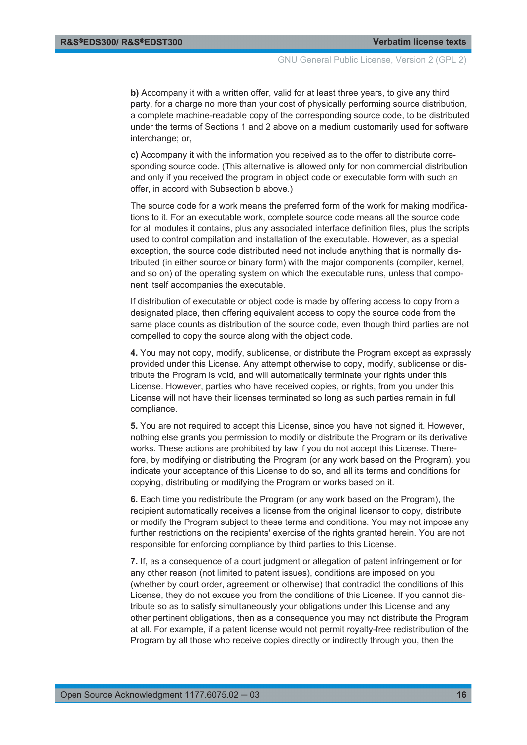**b)** Accompany it with a written offer, valid for at least three years, to give any third party, for a charge no more than your cost of physically performing source distribution, a complete machine-readable copy of the corresponding source code, to be distributed under the terms of Sections 1 and 2 above on a medium customarily used for software interchange; or,

**c)** Accompany it with the information you received as to the offer to distribute corresponding source code. (This alternative is allowed only for non commercial distribution and only if you received the program in object code or executable form with such an offer, in accord with Subsection b above.)

The source code for a work means the preferred form of the work for making modifications to it. For an executable work, complete source code means all the source code for all modules it contains, plus any associated interface definition files, plus the scripts used to control compilation and installation of the executable. However, as a special exception, the source code distributed need not include anything that is normally distributed (in either source or binary form) with the major components (compiler, kernel, and so on) of the operating system on which the executable runs, unless that component itself accompanies the executable.

If distribution of executable or object code is made by offering access to copy from a designated place, then offering equivalent access to copy the source code from the same place counts as distribution of the source code, even though third parties are not compelled to copy the source along with the object code.

**4.** You may not copy, modify, sublicense, or distribute the Program except as expressly provided under this License. Any attempt otherwise to copy, modify, sublicense or distribute the Program is void, and will automatically terminate your rights under this License. However, parties who have received copies, or rights, from you under this License will not have their licenses terminated so long as such parties remain in full compliance.

**5.** You are not required to accept this License, since you have not signed it. However, nothing else grants you permission to modify or distribute the Program or its derivative works. These actions are prohibited by law if you do not accept this License. Therefore, by modifying or distributing the Program (or any work based on the Program), you indicate your acceptance of this License to do so, and all its terms and conditions for copying, distributing or modifying the Program or works based on it.

**6.** Each time you redistribute the Program (or any work based on the Program), the recipient automatically receives a license from the original licensor to copy, distribute or modify the Program subject to these terms and conditions. You may not impose any further restrictions on the recipients' exercise of the rights granted herein. You are not responsible for enforcing compliance by third parties to this License.

**7.** If, as a consequence of a court judgment or allegation of patent infringement or for any other reason (not limited to patent issues), conditions are imposed on you (whether by court order, agreement or otherwise) that contradict the conditions of this License, they do not excuse you from the conditions of this License. If you cannot distribute so as to satisfy simultaneously your obligations under this License and any other pertinent obligations, then as a consequence you may not distribute the Program at all. For example, if a patent license would not permit royalty-free redistribution of the Program by all those who receive copies directly or indirectly through you, then the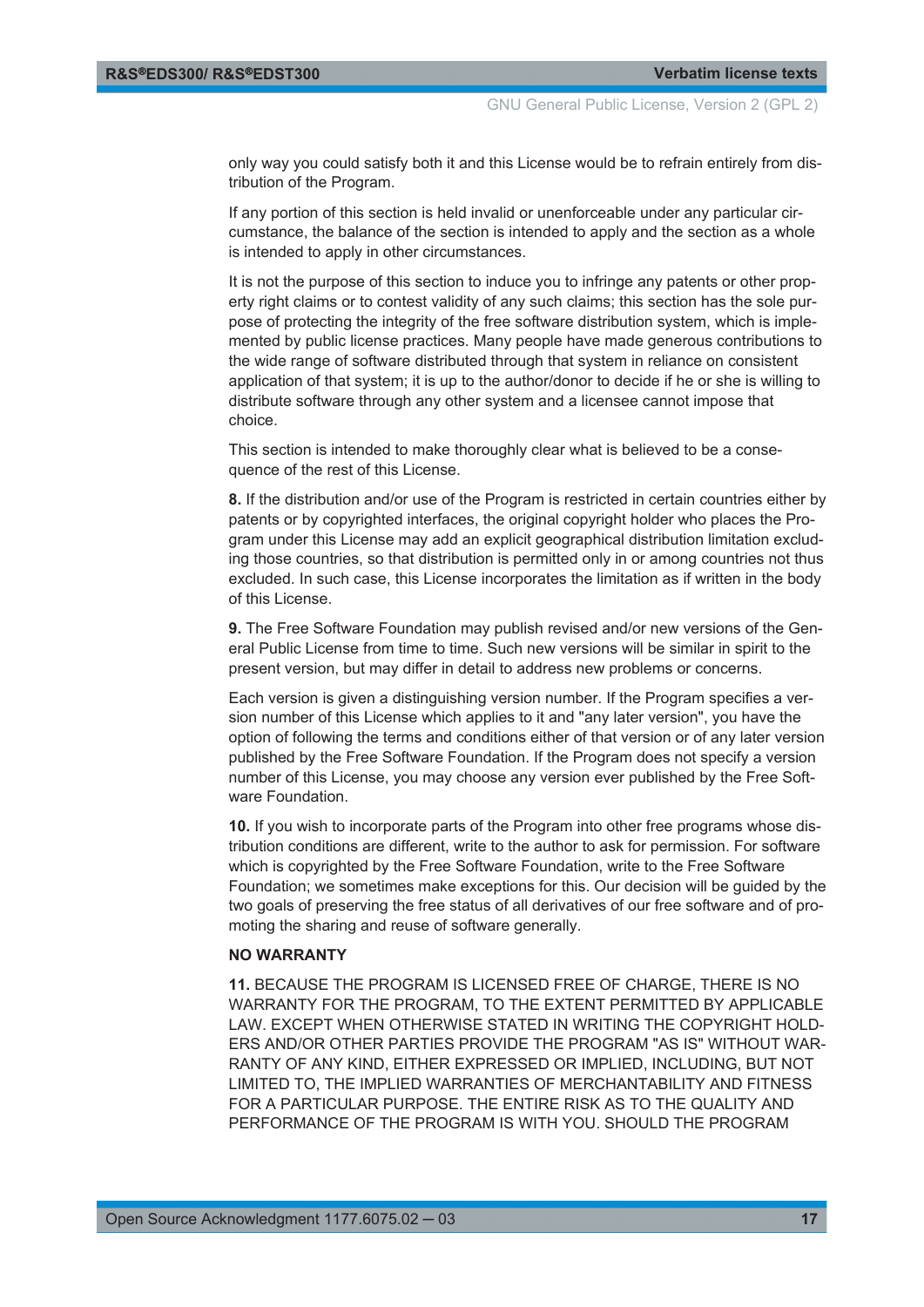only way you could satisfy both it and this License would be to refrain entirely from distribution of the Program.

If any portion of this section is held invalid or unenforceable under any particular circumstance, the balance of the section is intended to apply and the section as a whole is intended to apply in other circumstances.

It is not the purpose of this section to induce you to infringe any patents or other property right claims or to contest validity of any such claims; this section has the sole purpose of protecting the integrity of the free software distribution system, which is implemented by public license practices. Many people have made generous contributions to the wide range of software distributed through that system in reliance on consistent application of that system; it is up to the author/donor to decide if he or she is willing to distribute software through any other system and a licensee cannot impose that choice.

This section is intended to make thoroughly clear what is believed to be a consequence of the rest of this License.

**8.** If the distribution and/or use of the Program is restricted in certain countries either by patents or by copyrighted interfaces, the original copyright holder who places the Program under this License may add an explicit geographical distribution limitation excluding those countries, so that distribution is permitted only in or among countries not thus excluded. In such case, this License incorporates the limitation as if written in the body of this License.

**9.** The Free Software Foundation may publish revised and/or new versions of the General Public License from time to time. Such new versions will be similar in spirit to the present version, but may differ in detail to address new problems or concerns.

Each version is given a distinguishing version number. If the Program specifies a version number of this License which applies to it and "any later version", you have the option of following the terms and conditions either of that version or of any later version published by the Free Software Foundation. If the Program does not specify a version number of this License, you may choose any version ever published by the Free Software Foundation.

**10.** If you wish to incorporate parts of the Program into other free programs whose distribution conditions are different, write to the author to ask for permission. For software which is copyrighted by the Free Software Foundation, write to the Free Software Foundation; we sometimes make exceptions for this. Our decision will be guided by the two goals of preserving the free status of all derivatives of our free software and of promoting the sharing and reuse of software generally.

**NO WARRANTY**

**11.** BECAUSE THE PROGRAM IS LICENSED FREE OF CHARGE, THERE IS NO WARRANTY FOR THE PROGRAM, TO THE EXTENT PERMITTED BY APPLICABLE LAW. EXCEPT WHEN OTHERWISE STATED IN WRITING THE COPYRIGHT HOLDERS AND/OR OTHER PARTIES PROVIDE THE PROGRAM "AS IS" WITHOUT WARRANTY OF ANY KIND, EITHER EXPRESSED OR IMPLIED, INCLUDING, BUT NOT LIMITED TO, THE IMPLIED WARRANTIES OF MERCHANTABILITY AND FITNESS FOR A PARTICULAR PURPOSE. THE ENTIRE RISK AS TO THE QUALITY AND PERFORMANCE OF THE PROGRAM IS WITH YOU. SHOULD THE PROGRAM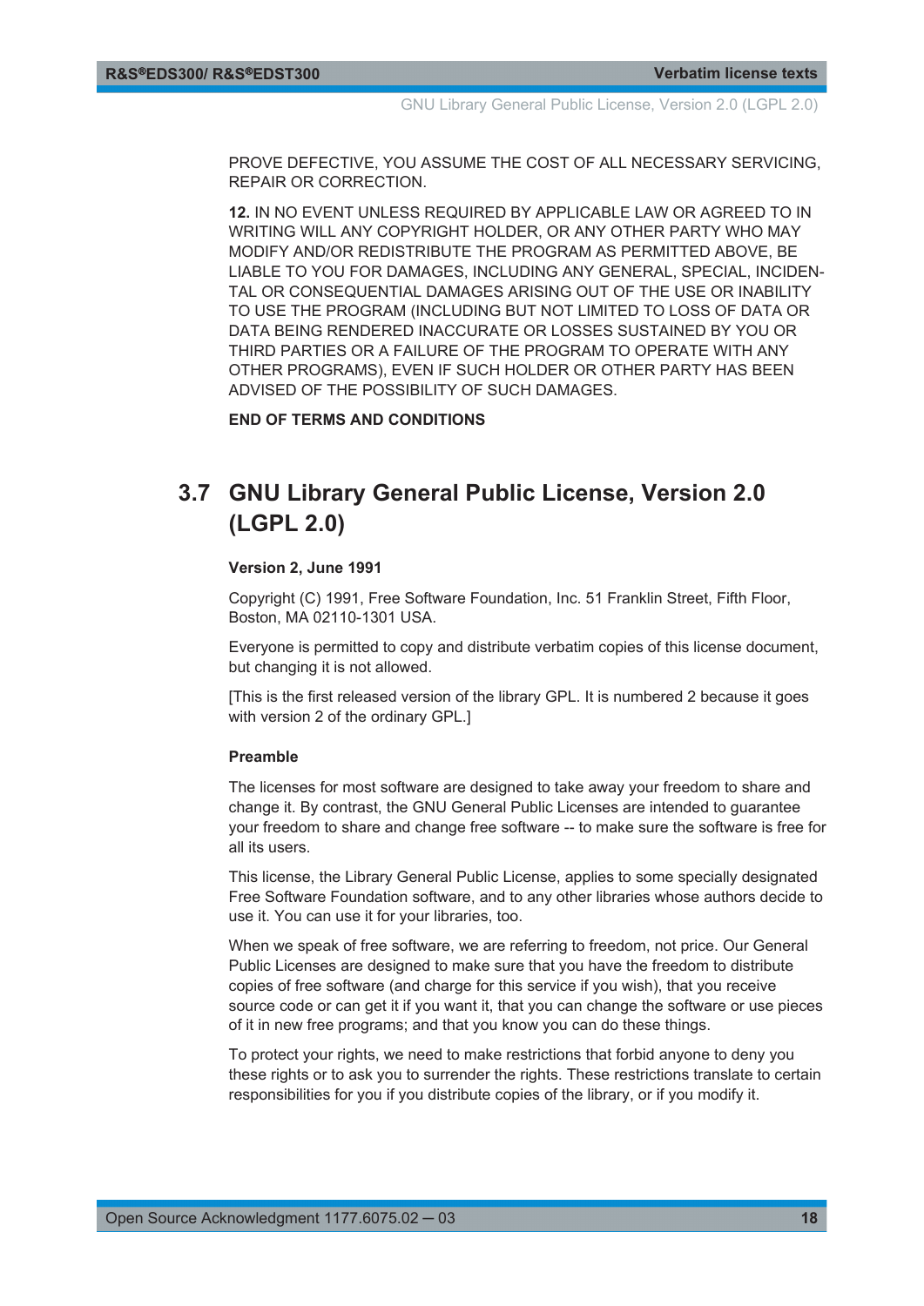PROVE DEFECTIVE, YOU ASSUME THE COST OF ALL NECESSARY SERVICING, REPAIR OR CORRECTION.

**12.** IN NO EVENT UNLESS REQUIRED BY APPLICABLE LAW OR AGREED TO IN WRITING WILL ANY COPYRIGHT HOLDER, OR ANY OTHER PARTY WHO MAY MODIFY AND/OR REDISTRIBUTE THE PROGRAM AS PERMITTED ABOVE, BE LIABLE TO YOU FOR DAMAGES, INCLUDING ANY GENERAL, SPECIAL, INCIDENTAL OR CONSEQUENTIAL DAMAGES ARISING OUT OF THE USE OR INABILITY TO USE THE PROGRAM (INCLUDING BUT NOT LIMITED TO LOSS OF DATA OR DATA BEING RENDERED INACCURATE OR LOSSES SUSTAINED BY YOU OR THIRD PARTIES OR A FAILURE OF THE PROGRAM TO OPERATE WITH ANY OTHER PROGRAMS), EVEN IF SUCH HOLDER OR OTHER PARTY HAS BEEN ADVISED OF THE POSSIBILITY OF SUCH DAMAGES.

**END OF TERMS AND CONDITIONS**

## 3.7 GNU Library General Public License, Version 2.0 (LGPL 2.0)

**Version 2, June 1991**

Copyright (C) 1991, Free Software Foundation, Inc. 51 Franklin Street, Fifth Floor, Boston, MA 02110-1301 USA.

Everyone is permitted to copy and distribute verbatim copies of this license document, but changing it is not allowed.

[This is the first released version of the library GPL. It is numbered 2 because it goes with version 2 of the ordinary GPL.]

**Preamble**

The licenses for most software are designed to take away your freedom to share and change it. By contrast, the GNU General Public Licenses are intended to guarantee your freedom to share and change free software -- to make sure the software is free for all its users.

This license, the Library General Public License, applies to some specially designated Free Software Foundation software, and to any other libraries whose authors decide to use it. You can use it for your libraries, too.

When we speak of free software, we are referring to freedom, not price. Our General Public Licenses are designed to make sure that you have the freedom to distribute copies of free software (and charge for this service if you wish), that you receive source code or can get it if you want it, that you can change the software or use pieces of it in new free programs; and that you know you can do these things.

To protect your rights, we need to make restrictions that forbid anyone to deny you these rights or to ask you to surrender the rights. These restrictions translate to certain responsibilities for you if you distribute copies of the library, or if you modify it.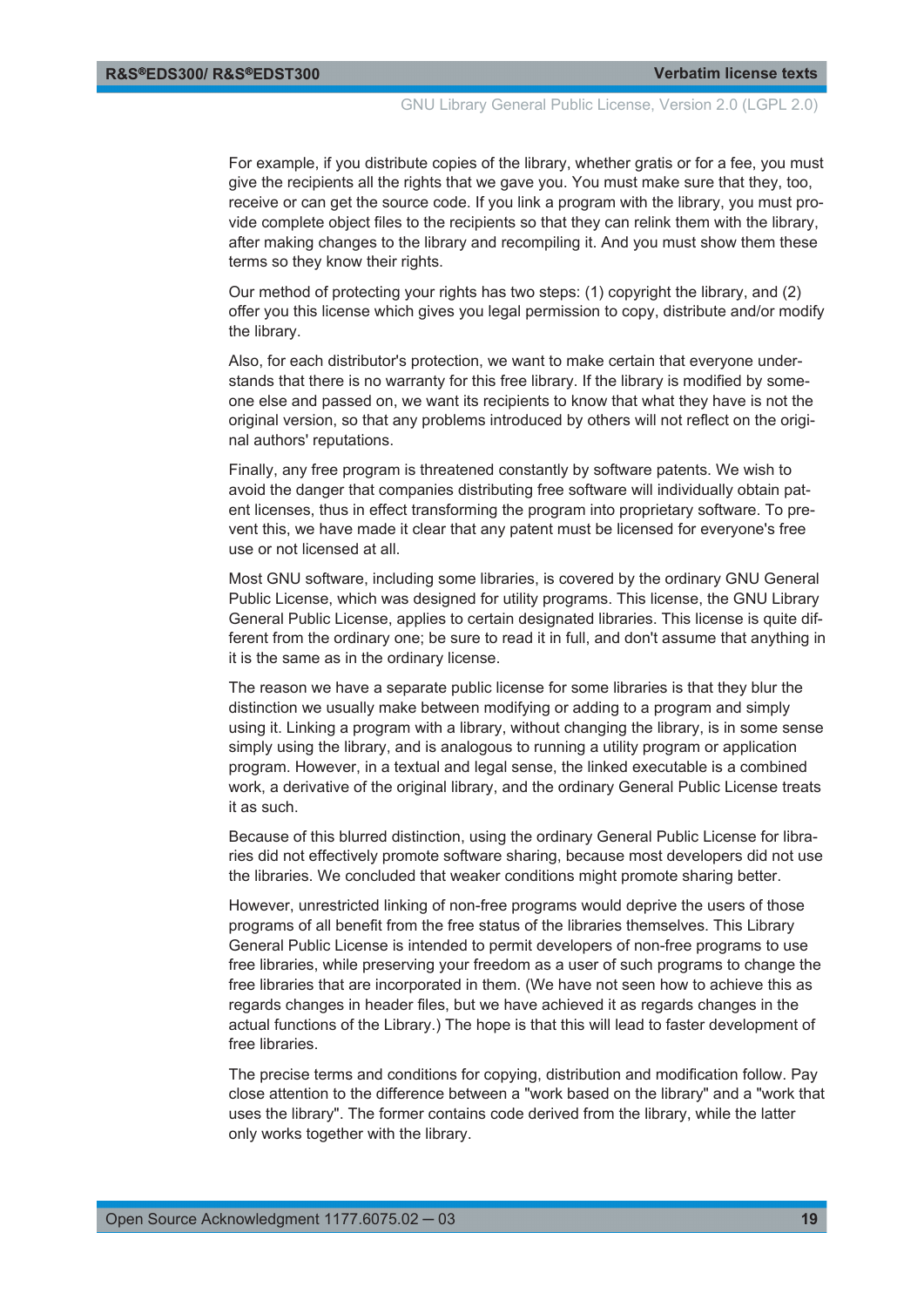For example, if you distribute copies of the library, whether gratis or for a fee, you must give the recipients all the rights that we gave you. You must make sure that they, too, receive or can get the source code. If you link a program with the library, you must provide complete object files to the recipients so that they can relink them with the library, after making changes to the library and recompiling it. And you must show them these terms so they know their rights.

Our method of protecting your rights has two steps: (1) copyright the library, and (2) offer you this license which gives you legal permission to copy, distribute and/or modify the library.

Also, for each distributor's protection, we want to make certain that everyone understands that there is no warranty for this free library. If the library is modified by someone else and passed on, we want its recipients to know that what they have is not the original version, so that any problems introduced by others will not reflect on the original authors' reputations.

Finally, any free program is threatened constantly by software patents. We wish to avoid the danger that companies distributing free software will individually obtain patent licenses, thus in effect transforming the program into proprietary software. To prevent this, we have made it clear that any patent must be licensed for everyone's free use or not licensed at all.

Most GNU software, including some libraries, is covered by the ordinary GNU General Public License, which was designed for utility programs. This license, the GNU Library General Public License, applies to certain designated libraries. This license is quite different from the ordinary one; be sure to read it in full, and don't assume that anything in it is the same as in the ordinary license.

The reason we have a separate public license for some libraries is that they blur the distinction we usually make between modifying or adding to a program and simply using it. Linking a program with a library, without changing the library, is in some sense simply using the library, and is analogous to running a utility program or application program. However, in a textual and legal sense, the linked executable is a combined work, a derivative of the original library, and the ordinary General Public License treats it as such.

Because of this blurred distinction, using the ordinary General Public License for libraries did not effectively promote software sharing, because most developers did not use the libraries. We concluded that weaker conditions might promote sharing better.

However, unrestricted linking of non-free programs would deprive the users of those programs of all benefit from the free status of the libraries themselves. This Library General Public License is intended to permit developers of non-free programs to use free libraries, while preserving your freedom as a user of such programs to change the free libraries that are incorporated in them. (We have not seen how to achieve this as regards changes in header files, but we have achieved it as regards changes in the actual functions of the Library.) The hope is that this will lead to faster development of free libraries.

The precise terms and conditions for copying, distribution and modification follow. Pay close attention to the difference between a "work based on the library" and a "work that uses the library". The former contains code derived from the library, while the latter only works together with the library.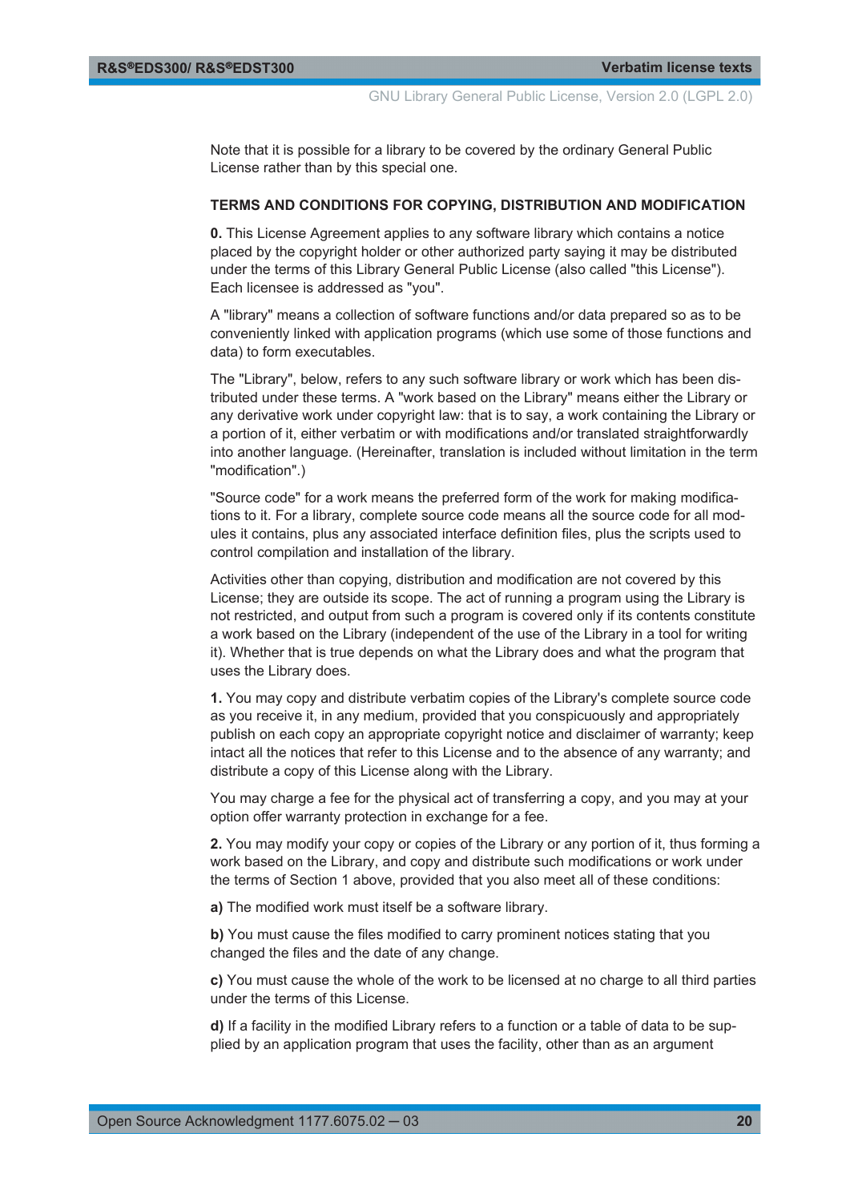Note that it is possible for a library to be covered by the ordinary General Public License rather than by this special one.

**TERMS AND CONDITIONS FOR COPYING, DISTRIBUTION AND MODIFICATION**

**0.** This License Agreement applies to any software library which contains a notice placed by the copyright holder or other authorized party saying it may be distributed under the terms of this Library General Public License (also called "this License"). Each licensee is addressed as "you".

A "library" means a collection of software functions and/or data prepared so as to be conveniently linked with application programs (which use some of those functions and data) to form executables.

The "Library", below, refers to any such software library or work which has been distributed under these terms. A "work based on the Library" means either the Library or any derivative work under copyright law: that is to say, a work containing the Library or a portion of it, either verbatim or with modifications and/or translated straightforwardly into another language. (Hereinafter, translation is included without limitation in the term "modification".)

"Source code" for a work means the preferred form of the work for making modifications to it. For a library, complete source code means all the source code for all modules it contains, plus any associated interface definition files, plus the scripts used to control compilation and installation of the library.

Activities other than copying, distribution and modification are not covered by this License; they are outside its scope. The act of running a program using the Library is not restricted, and output from such a program is covered only if its contents constitute a work based on the Library (independent of the use of the Library in a tool for writing it). Whether that is true depends on what the Library does and what the program that uses the Library does.

**1.** You may copy and distribute verbatim copies of the Library's complete source code as you receive it, in any medium, provided that you conspicuously and appropriately publish on each copy an appropriate copyright notice and disclaimer of warranty; keep intact all the notices that refer to this License and to the absence of any warranty; and distribute a copy of this License along with the Library.

You may charge a fee for the physical act of transferring a copy, and you may at your option offer warranty protection in exchange for a fee.

**2.** You may modify your copy or copies of the Library or any portion of it, thus forming a work based on the Library, and copy and distribute such modifications or work under the terms of Section 1 above, provided that you also meet all of these conditions:

**a)** The modified work must itself be a software library.

**b)** You must cause the files modified to carry prominent notices stating that you changed the files and the date of any change.

**c)** You must cause the whole of the work to be licensed at no charge to all third parties under the terms of this License.

**d)** If a facility in the modified Library refers to a function or a table of data to be supplied by an application program that uses the facility, other than as an argument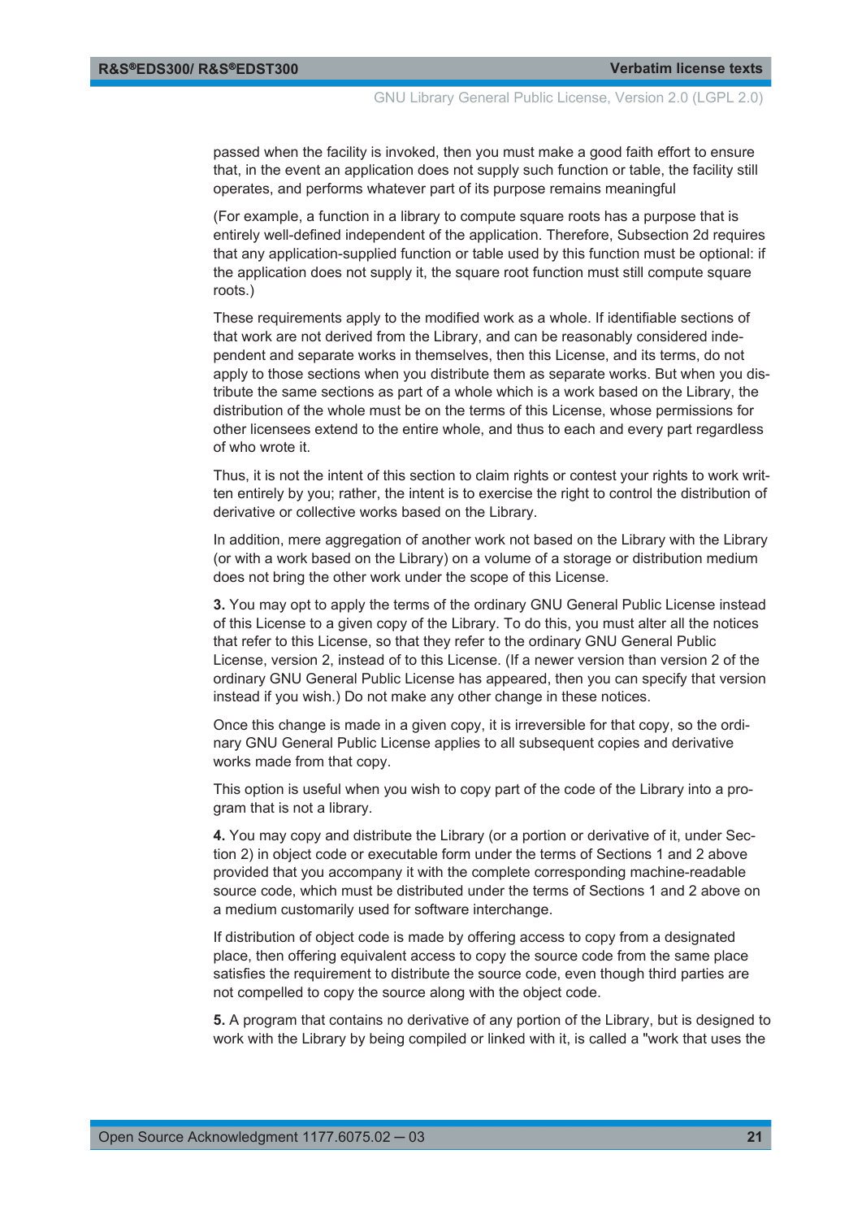passed when the facility is invoked, then you must make a good faith effort to ensure that, in the event an application does not supply such function or table, the facility still operates, and performs whatever part of its purpose remains meaningful

(For example, a function in a library to compute square roots has a purpose that is entirely well-defined independent of the application. Therefore, Subsection 2d requires that any application-supplied function or table used by this function must be optional: if the application does not supply it, the square root function must still compute square roots.)

These requirements apply to the modified work as a whole. If identifiable sections of that work are not derived from the Library, and can be reasonably considered independent and separate works in themselves, then this License, and its terms, do not apply to those sections when you distribute them as separate works. But when you distribute the same sections as part of a whole which is a work based on the Library, the distribution of the whole must be on the terms of this License, whose permissions for other licensees extend to the entire whole, and thus to each and every part regardless of who wrote it.

Thus, it is not the intent of this section to claim rights or contest your rights to work written entirely by you; rather, the intent is to exercise the right to control the distribution of derivative or collective works based on the Library.

In addition, mere aggregation of another work not based on the Library with the Library (or with a work based on the Library) on a volume of a storage or distribution medium does not bring the other work under the scope of this License.

**3.** You may opt to apply the terms of the ordinary GNU General Public License instead of this License to a given copy of the Library. To do this, you must alter all the notices that refer to this License, so that they refer to the ordinary GNU General Public License, version 2, instead of to this License. (If a newer version than version 2 of the ordinary GNU General Public License has appeared, then you can specify that version instead if you wish.) Do not make any other change in these notices.

Once this change is made in a given copy, it is irreversible for that copy, so the ordinary GNU General Public License applies to all subsequent copies and derivative works made from that copy.

This option is useful when you wish to copy part of the code of the Library into a program that is not a library.

**4.** You may copy and distribute the Library (or a portion or derivative of it, under Section 2) in object code or executable form under the terms of Sections 1 and 2 above provided that you accompany it with the complete corresponding machine-readable source code, which must be distributed under the terms of Sections 1 and 2 above on a medium customarily used for software interchange.

If distribution of object code is made by offering access to copy from a designated place, then offering equivalent access to copy the source code from the same place satisfies the requirement to distribute the source code, even though third parties are not compelled to copy the source along with the object code.

**5.** A program that contains no derivative of any portion of the Library, but is designed to work with the Library by being compiled or linked with it, is called a "work that uses the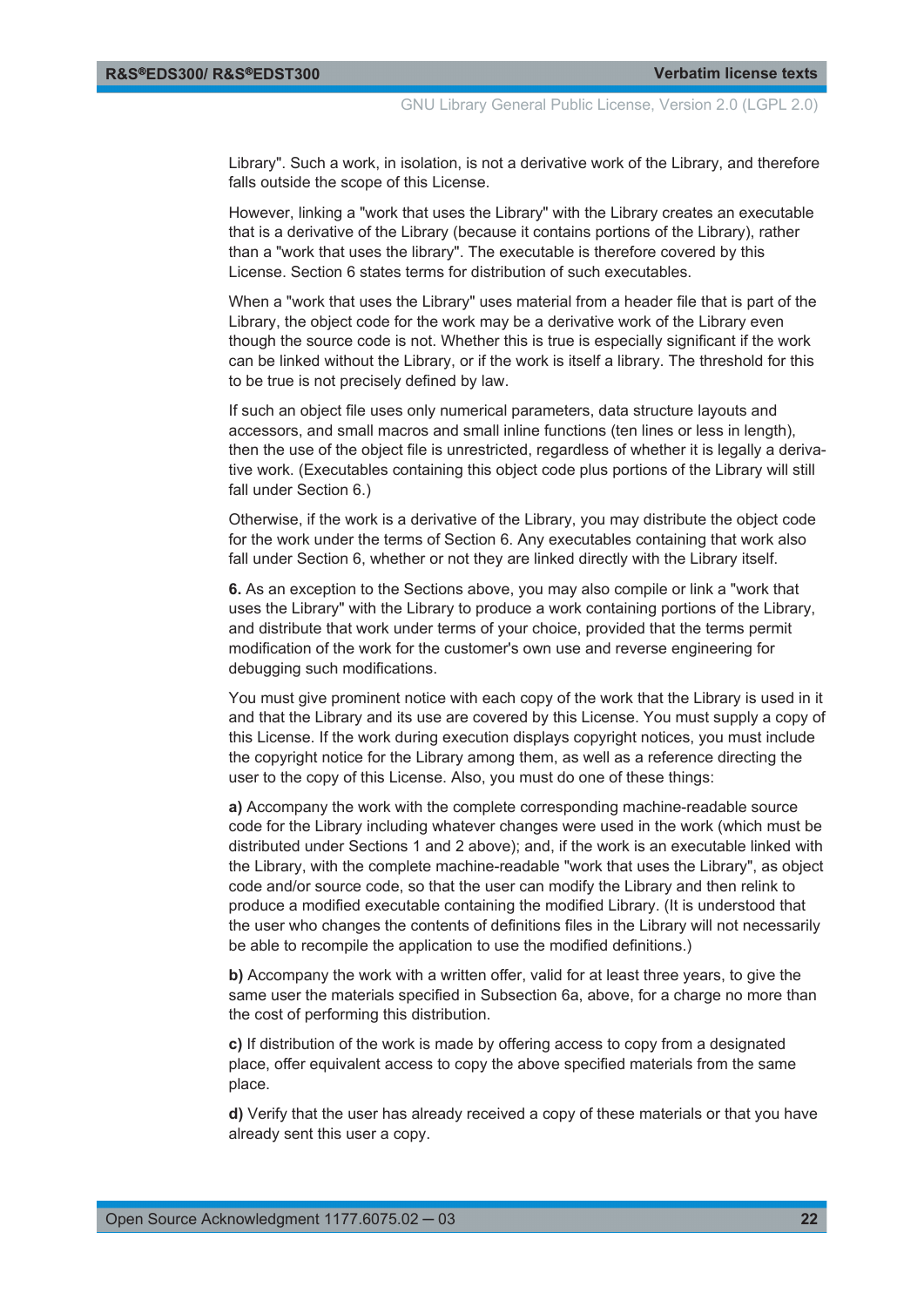Library". Such a work, in isolation, is not a derivative work of the Library, and therefore falls outside the scope of this License.

However, linking a "work that uses the Library" with the Library creates an executable that is a derivative of the Library (because it contains portions of the Library), rather than a "work that uses the library". The executable is therefore covered by this License. Section 6 states terms for distribution of such executables.

When a "work that uses the Library" uses material from a header file that is part of the Library, the object code for the work may be a derivative work of the Library even though the source code is not. Whether this is true is especially significant if the work can be linked without the Library, or if the work is itself a library. The threshold for this to be true is not precisely defined by law.

If such an object file uses only numerical parameters, data structure layouts and accessors, and small macros and small inline functions (ten lines or less in length), then the use of the object file is unrestricted, regardless of whether it is legally a derivative work. (Executables containing this object code plus portions of the Library will still fall under Section 6.)

Otherwise, if the work is a derivative of the Library, you may distribute the object code for the work under the terms of Section 6. Any executables containing that work also fall under Section 6, whether or not they are linked directly with the Library itself.

**6.** As an exception to the Sections above, you may also compile or link a "work that uses the Library" with the Library to produce a work containing portions of the Library, and distribute that work under terms of your choice, provided that the terms permit modification of the work for the customer's own use and reverse engineering for debugging such modifications.

You must give prominent notice with each copy of the work that the Library is used in it and that the Library and its use are covered by this License. You must supply a copy of this License. If the work during execution displays copyright notices, you must include the copyright notice for the Library among them, as well as a reference directing the user to the copy of this License. Also, you must do one of these things:

**a)** Accompany the work with the complete corresponding machine-readable source code for the Library including whatever changes were used in the work (which must be distributed under Sections 1 and 2 above); and, if the work is an executable linked with the Library, with the complete machine-readable "work that uses the Library", as object code and/or source code, so that the user can modify the Library and then relink to produce a modified executable containing the modified Library. (It is understood that the user who changes the contents of definitions files in the Library will not necessarily be able to recompile the application to use the modified definitions.)

**b)** Accompany the work with a written offer, valid for at least three years, to give the same user the materials specified in Subsection 6a, above, for a charge no more than the cost of performing this distribution.

**c)** If distribution of the work is made by offering access to copy from a designated place, offer equivalent access to copy the above specified materials from the same place.

**d)** Verify that the user has already received a copy of these materials or that you have already sent this user a copy.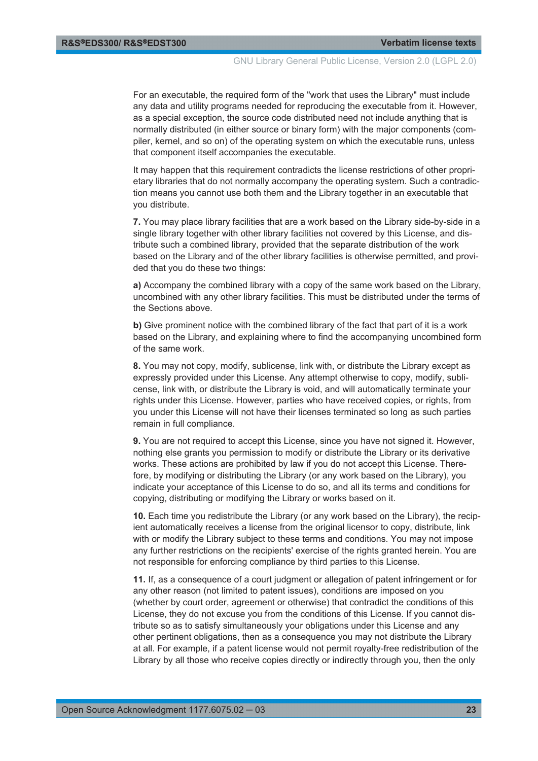For an executable, the required form of the "work that uses the Library" must include any data and utility programs needed for reproducing the executable from it. However, as a special exception, the source code distributed need not include anything that is normally distributed (in either source or binary form) with the major components (compiler, kernel, and so on) of the operating system on which the executable runs, unless that component itself accompanies the executable.

It may happen that this requirement contradicts the license restrictions of other proprietary libraries that do not normally accompany the operating system. Such a contradiction means you cannot use both them and the Library together in an executable that you distribute.

**7.** You may place library facilities that are a work based on the Library side-by-side in a single library together with other library facilities not covered by this License, and distribute such a combined library, provided that the separate distribution of the work based on the Library and of the other library facilities is otherwise permitted, and provided that you do these two things:

**a)** Accompany the combined library with a copy of the same work based on the Library, uncombined with any other library facilities. This must be distributed under the terms of the Sections above.

**b)** Give prominent notice with the combined library of the fact that part of it is a work based on the Library, and explaining where to find the accompanying uncombined form of the same work.

**8.** You may not copy, modify, sublicense, link with, or distribute the Library except as expressly provided under this License. Any attempt otherwise to copy, modify, sublicense, link with, or distribute the Library is void, and will automatically terminate your rights under this License. However, parties who have received copies, or rights, from you under this License will not have their licenses terminated so long as such parties remain in full compliance.

**9.** You are not required to accept this License, since you have not signed it. However, nothing else grants you permission to modify or distribute the Library or its derivative works. These actions are prohibited by law if you do not accept this License. Therefore, by modifying or distributing the Library (or any work based on the Library), you indicate your acceptance of this License to do so, and all its terms and conditions for copying, distributing or modifying the Library or works based on it.

**10.** Each time you redistribute the Library (or any work based on the Library), the recipient automatically receives a license from the original licensor to copy, distribute, link with or modify the Library subject to these terms and conditions. You may not impose any further restrictions on the recipients' exercise of the rights granted herein. You are not responsible for enforcing compliance by third parties to this License.

**11.** If, as a consequence of a court judgment or allegation of patent infringement or for any other reason (not limited to patent issues), conditions are imposed on you (whether by court order, agreement or otherwise) that contradict the conditions of this License, they do not excuse you from the conditions of this License. If you cannot distribute so as to satisfy simultaneously your obligations under this License and any other pertinent obligations, then as a consequence you may not distribute the Library at all. For example, if a patent license would not permit royalty-free redistribution of the Library by all those who receive copies directly or indirectly through you, then the only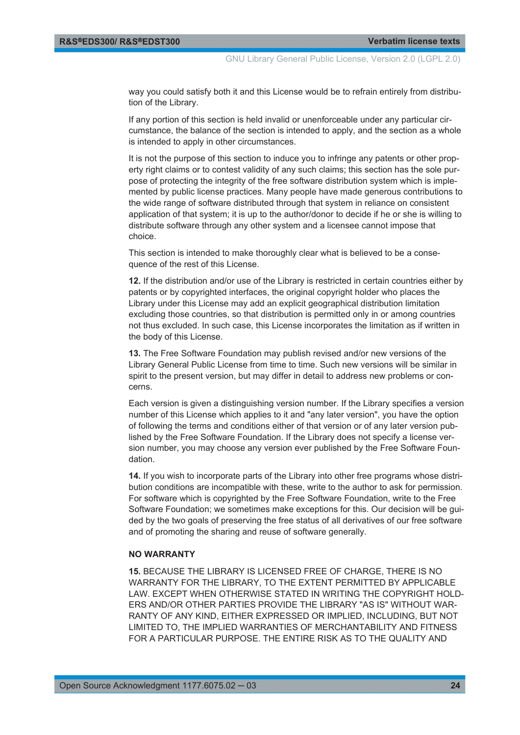way you could satisfy both it and this License would be to refrain entirely from distribution of the Library.

If any portion of this section is held invalid or unenforceable under any particular circumstance, the balance of the section is intended to apply, and the section as a whole is intended to apply in other circumstances.

It is not the purpose of this section to induce you to infringe any patents or other property right claims or to contest validity of any such claims; this section has the sole purpose of protecting the integrity of the free software distribution system which is implemented by public license practices. Many people have made generous contributions to the wide range of software distributed through that system in reliance on consistent application of that system; it is up to the author/donor to decide if he or she is willing to distribute software through any other system and a licensee cannot impose that choice.

This section is intended to make thoroughly clear what is believed to be a consequence of the rest of this License.

**12.** If the distribution and/or use of the Library is restricted in certain countries either by patents or by copyrighted interfaces, the original copyright holder who places the Library under this License may add an explicit geographical distribution limitation excluding those countries, so that distribution is permitted only in or among countries not thus excluded. In such case, this License incorporates the limitation as if written in the body of this License.

**13.** The Free Software Foundation may publish revised and/or new versions of the Library General Public License from time to time. Such new versions will be similar in spirit to the present version, but may differ in detail to address new problems or concerns.

Each version is given a distinguishing version number. If the Library specifies a version number of this License which applies to it and "any later version", you have the option of following the terms and conditions either of that version or of any later version published by the Free Software Foundation. If the Library does not specify a license version number, you may choose any version ever published by the Free Software Foundation.

**14.** If you wish to incorporate parts of the Library into other free programs whose distribution conditions are incompatible with these, write to the author to ask for permission. For software which is copyrighted by the Free Software Foundation, write to the Free Software Foundation; we sometimes make exceptions for this. Our decision will be guided by the two goals of preserving the free status of all derivatives of our free software and of promoting the sharing and reuse of software generally.

**NO WARRANTY**

**15.** BECAUSE THE LIBRARY IS LICENSED FREE OF CHARGE, THERE IS NO WARRANTY FOR THE LIBRARY, TO THE EXTENT PERMITTED BY APPLICABLE LAW. EXCEPT WHEN OTHERWISE STATED IN WRITING THE COPYRIGHT HOLDERS AND/OR OTHER PARTIES PROVIDE THE LIBRARY "AS IS" WITHOUT WARRANTY OF ANY KIND, EITHER EXPRESSED OR IMPLIED, INCLUDING, BUT NOT LIMITED TO, THE IMPLIED WARRANTIES OF MERCHANTABILITY AND FITNESS FOR A PARTICULAR PURPOSE. THE ENTIRE RISK AS TO THE QUALITY AND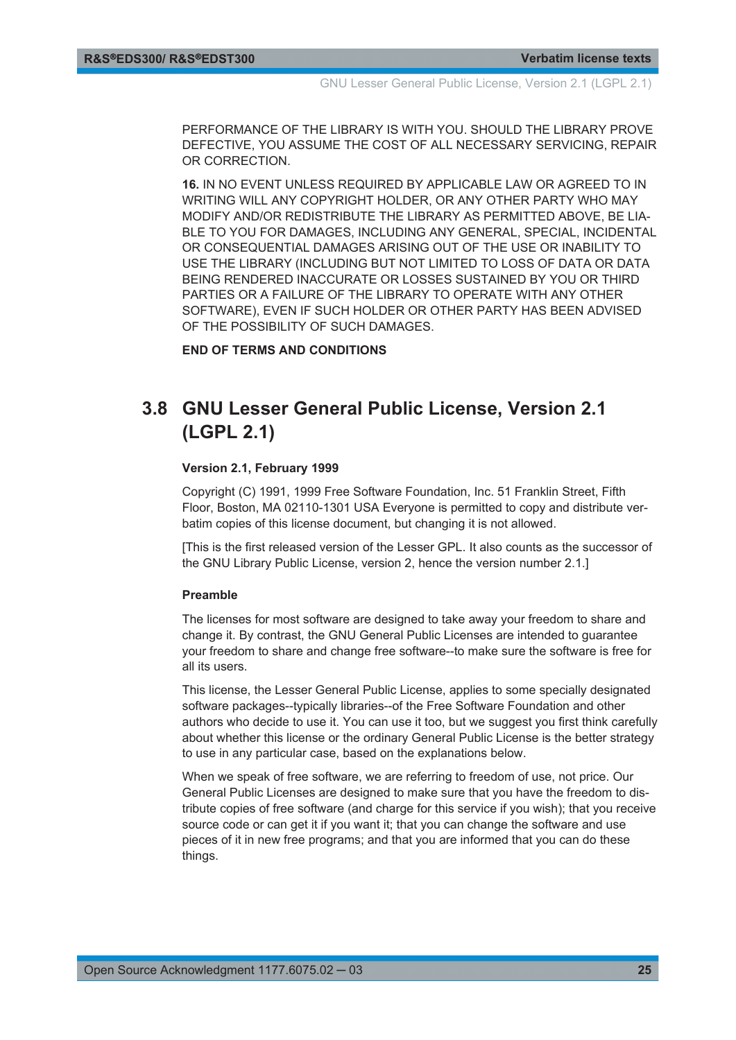PERFORMANCE OF THE LIBRARY IS WITH YOU. SHOULD THE LIBRARY PROVE DEFECTIVE, YOU ASSUME THE COST OF ALL NECESSARY SERVICING, REPAIR OR CORRECTION.

**16.** IN NO EVENT UNLESS REQUIRED BY APPLICABLE LAW OR AGREED TO IN WRITING WILL ANY COPYRIGHT HOLDER, OR ANY OTHER PARTY WHO MAY MODIFY AND/OR REDISTRIBUTE THE LIBRARY AS PERMITTED ABOVE, BE LIABLE TO YOU FOR DAMAGES, INCLUDING ANY GENERAL, SPECIAL, INCIDENTAL OR CONSEQUENTIAL DAMAGES ARISING OUT OF THE USE OR INABILITY TO USE THE LIBRARY (INCLUDING BUT NOT LIMITED TO LOSS OF DATA OR DATA BEING RENDERED INACCURATE OR LOSSES SUSTAINED BY YOU OR THIRD PARTIES OR A FAILURE OF THE LIBRARY TO OPERATE WITH ANY OTHER SOFTWARE), EVEN IF SUCH HOLDER OR OTHER PARTY HAS BEEN ADVISED OF THE POSSIBILITY OF SUCH DAMAGES.

**END OF TERMS AND CONDITIONS**

## 3.8 GNU Lesser General Public License, Version 2.1 (LGPL 2.1)

**Version 2.1, February 1999**

Copyright (C) 1991, 1999 Free Software Foundation, Inc. 51 Franklin Street, Fifth Floor, Boston, MA 02110-1301 USA Everyone is permitted to copy and distribute verbatim copies of this license document, but changing it is not allowed.

[This is the first released version of the Lesser GPL. It also counts as the successor of the GNU Library Public License, version 2, hence the version number 2.1.]

**Preamble**

The licenses for most software are designed to take away your freedom to share and change it. By contrast, the GNU General Public Licenses are intended to guarantee your freedom to share and change free software--to make sure the software is free for all its users.

This license, the Lesser General Public License, applies to some specially designated software packages--typically libraries--of the Free Software Foundation and other authors who decide to use it. You can use it too, but we suggest you first think carefully about whether this license or the ordinary General Public License is the better strategy to use in any particular case, based on the explanations below.

When we speak of free software, we are referring to freedom of use, not price. Our General Public Licenses are designed to make sure that you have the freedom to distribute copies of free software (and charge for this service if you wish); that you receive source code or can get it if you want it; that you can change the software and use pieces of it in new free programs; and that you are informed that you can do these things.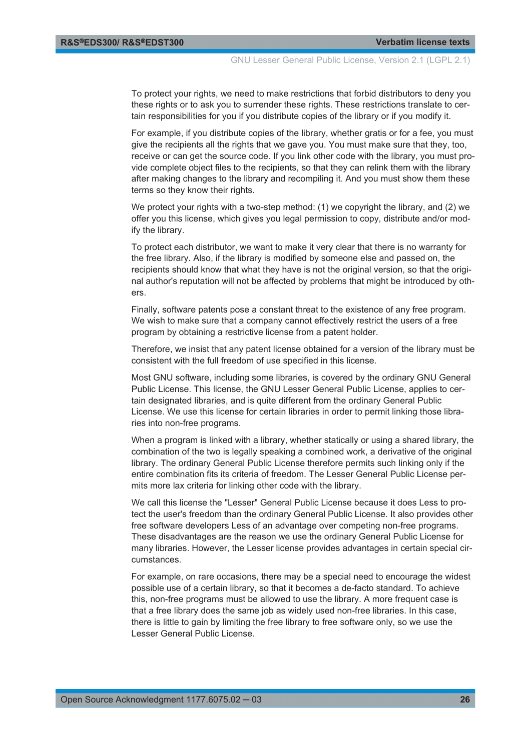To protect your rights, we need to make restrictions that forbid distributors to deny you these rights or to ask you to surrender these rights. These restrictions translate to certain responsibilities for you if you distribute copies of the library or if you modify it.

For example, if you distribute copies of the library, whether gratis or for a fee, you must give the recipients all the rights that we gave you. You must make sure that they, too, receive or can get the source code. If you link other code with the library, you must provide complete object files to the recipients, so that they can relink them with the library after making changes to the library and recompiling it. And you must show them these terms so they know their rights.

We protect your rights with a two-step method: (1) we copyright the library, and (2) we offer you this license, which gives you legal permission to copy, distribute and/or modify the library.

To protect each distributor, we want to make it very clear that there is no warranty for the free library. Also, if the library is modified by someone else and passed on, the recipients should know that what they have is not the original version, so that the original author's reputation will not be affected by problems that might be introduced by others.

Finally, software patents pose a constant threat to the existence of any free program. We wish to make sure that a company cannot effectively restrict the users of a free program by obtaining a restrictive license from a patent holder.

Therefore, we insist that any patent license obtained for a version of the library must be consistent with the full freedom of use specified in this license.

Most GNU software, including some libraries, is covered by the ordinary GNU General Public License. This license, the GNU Lesser General Public License, applies to certain designated libraries, and is quite different from the ordinary General Public License. We use this license for certain libraries in order to permit linking those libraries into non-free programs.

When a program is linked with a library, whether statically or using a shared library, the combination of the two is legally speaking a combined work, a derivative of the original library. The ordinary General Public License therefore permits such linking only if the entire combination fits its criteria of freedom. The Lesser General Public License permits more lax criteria for linking other code with the library.

We call this license the "Lesser" General Public License because it does Less to protect the user's freedom than the ordinary General Public License. It also provides other free software developers Less of an advantage over competing non-free programs. These disadvantages are the reason we use the ordinary General Public License for many libraries. However, the Lesser license provides advantages in certain special circumstances.

For example, on rare occasions, there may be a special need to encourage the widest possible use of a certain library, so that it becomes a de-facto standard. To achieve this, non-free programs must be allowed to use the library. A more frequent case is that a free library does the same job as widely used non-free libraries. In this case, there is little to gain by limiting the free library to free software only, so we use the Lesser General Public License.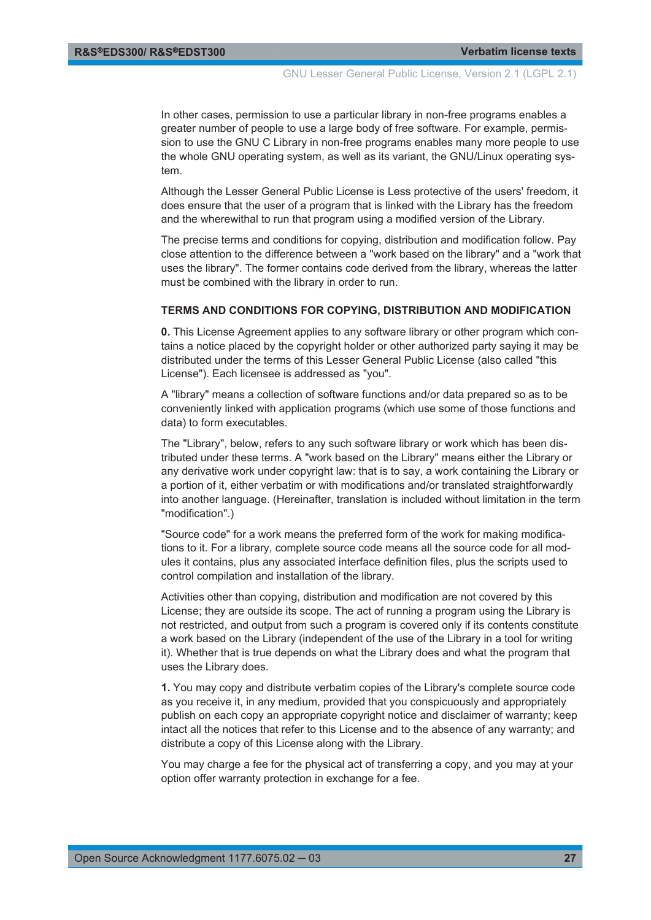In other cases, permission to use a particular library in non-free programs enables a greater number of people to use a large body of free software. For example, permission to use the GNU C Library in non-free programs enables many more people to use the whole GNU operating system, as well as its variant, the GNU/Linux operating system.

Although the Lesser General Public License is Less protective of the users' freedom, it does ensure that the user of a program that is linked with the Library has the freedom and the wherewithal to run that program using a modified version of the Library.

The precise terms and conditions for copying, distribution and modification follow. Pay close attention to the difference between a "work based on the library" and a "work that uses the library". The former contains code derived from the library, whereas the latter must be combined with the library in order to run.

**TERMS AND CONDITIONS FOR COPYING, DISTRIBUTION AND MODIFICATION**

**0.** This License Agreement applies to any software library or other program which contains a notice placed by the copyright holder or other authorized party saying it may be distributed under the terms of this Lesser General Public License (also called "this License"). Each licensee is addressed as "you".

A "library" means a collection of software functions and/or data prepared so as to be conveniently linked with application programs (which use some of those functions and data) to form executables.

The "Library", below, refers to any such software library or work which has been distributed under these terms. A "work based on the Library" means either the Library or any derivative work under copyright law: that is to say, a work containing the Library or a portion of it, either verbatim or with modifications and/or translated straightforwardly into another language. (Hereinafter, translation is included without limitation in the term "modification".)

"Source code" for a work means the preferred form of the work for making modifications to it. For a library, complete source code means all the source code for all modules it contains, plus any associated interface definition files, plus the scripts used to control compilation and installation of the library.

Activities other than copying, distribution and modification are not covered by this License; they are outside its scope. The act of running a program using the Library is not restricted, and output from such a program is covered only if its contents constitute a work based on the Library (independent of the use of the Library in a tool for writing it). Whether that is true depends on what the Library does and what the program that uses the Library does.

**1.** You may copy and distribute verbatim copies of the Library's complete source code as you receive it, in any medium, provided that you conspicuously and appropriately publish on each copy an appropriate copyright notice and disclaimer of warranty; keep intact all the notices that refer to this License and to the absence of any warranty; and distribute a copy of this License along with the Library.

You may charge a fee for the physical act of transferring a copy, and you may at your option offer warranty protection in exchange for a fee.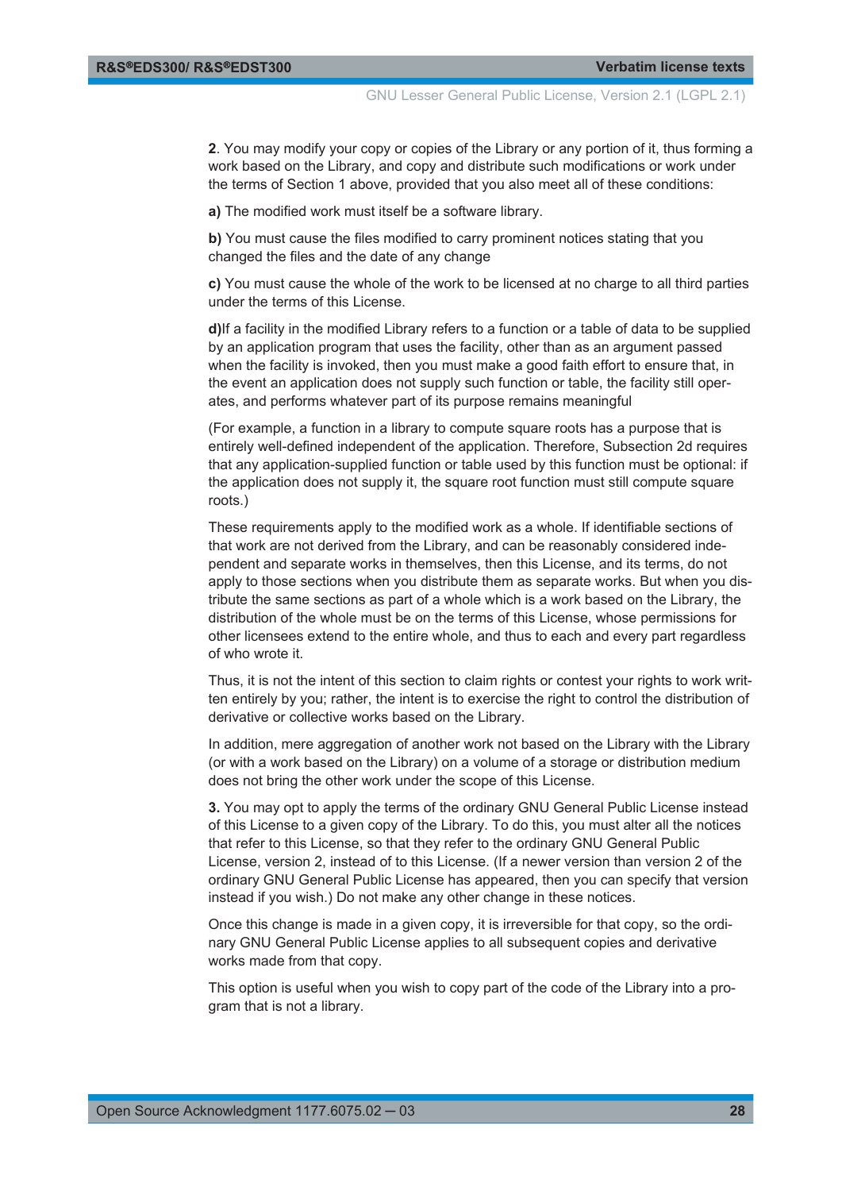**2**. You may modify your copy or copies of the Library or any portion of it, thus forming a work based on the Library, and copy and distribute such modifications or work under the terms of Section 1 above, provided that you also meet all of these conditions:

**a)** The modified work must itself be a software library.

**b)** You must cause the files modified to carry prominent notices stating that you changed the files and the date of any change

**c)** You must cause the whole of the work to be licensed at no charge to all third parties under the terms of this License.

**d)**If a facility in the modified Library refers to a function or a table of data to be supplied by an application program that uses the facility, other than as an argument passed when the facility is invoked, then you must make a good faith effort to ensure that, in the event an application does not supply such function or table, the facility still operates, and performs whatever part of its purpose remains meaningful

(For example, a function in a library to compute square roots has a purpose that is entirely well-defined independent of the application. Therefore, Subsection 2d requires that any application-supplied function or table used by this function must be optional: if the application does not supply it, the square root function must still compute square roots.)

These requirements apply to the modified work as a whole. If identifiable sections of that work are not derived from the Library, and can be reasonably considered independent and separate works in themselves, then this License, and its terms, do not apply to those sections when you distribute them as separate works. But when you distribute the same sections as part of a whole which is a work based on the Library, the distribution of the whole must be on the terms of this License, whose permissions for other licensees extend to the entire whole, and thus to each and every part regardless of who wrote it.

Thus, it is not the intent of this section to claim rights or contest your rights to work written entirely by you; rather, the intent is to exercise the right to control the distribution of derivative or collective works based on the Library.

In addition, mere aggregation of another work not based on the Library with the Library (or with a work based on the Library) on a volume of a storage or distribution medium does not bring the other work under the scope of this License.

**3.** You may opt to apply the terms of the ordinary GNU General Public License instead of this License to a given copy of the Library. To do this, you must alter all the notices that refer to this License, so that they refer to the ordinary GNU General Public License, version 2, instead of to this License. (If a newer version than version 2 of the ordinary GNU General Public License has appeared, then you can specify that version instead if you wish.) Do not make any other change in these notices.

Once this change is made in a given copy, it is irreversible for that copy, so the ordinary GNU General Public License applies to all subsequent copies and derivative works made from that copy.

This option is useful when you wish to copy part of the code of the Library into a program that is not a library.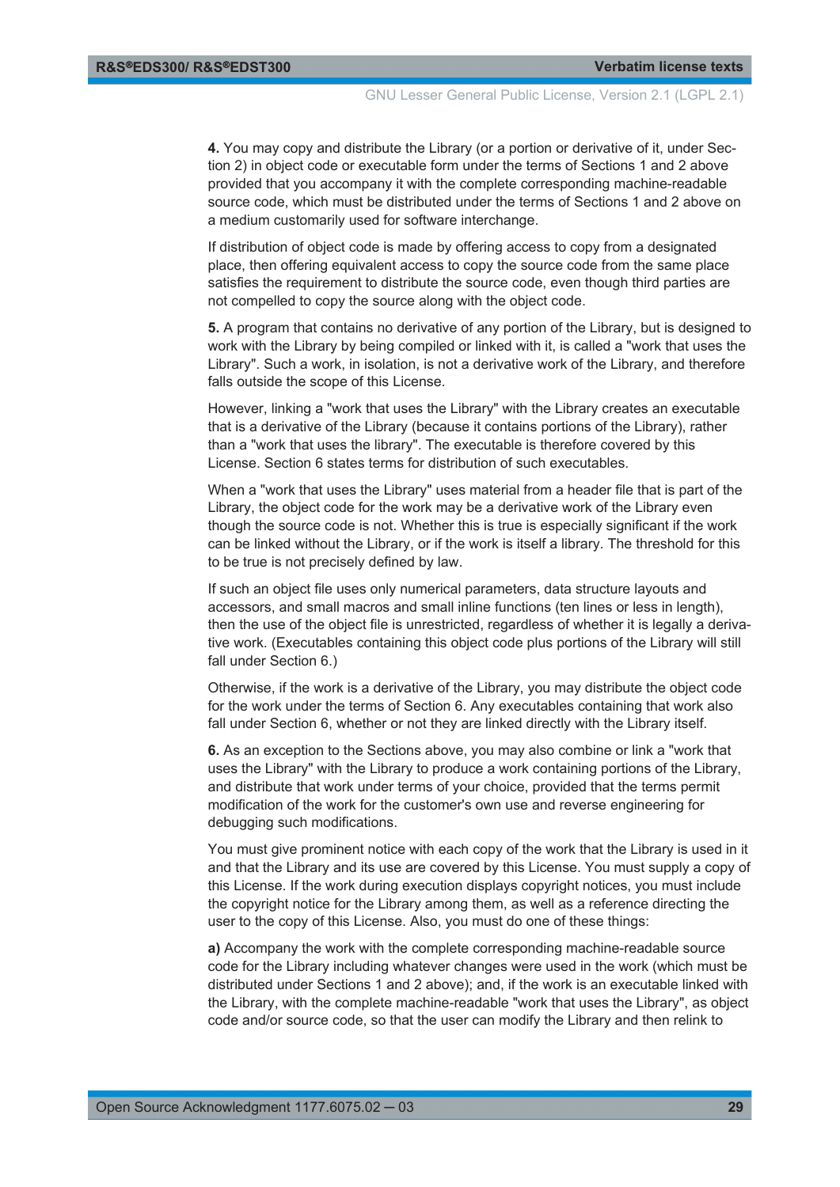**4.** You may copy and distribute the Library (or a portion or derivative of it, under Section 2) in object code or executable form under the terms of Sections 1 and 2 above provided that you accompany it with the complete corresponding machine-readable source code, which must be distributed under the terms of Sections 1 and 2 above on a medium customarily used for software interchange.

If distribution of object code is made by offering access to copy from a designated place, then offering equivalent access to copy the source code from the same place satisfies the requirement to distribute the source code, even though third parties are not compelled to copy the source along with the object code.

**5.** A program that contains no derivative of any portion of the Library, but is designed to work with the Library by being compiled or linked with it, is called a "work that uses the Library". Such a work, in isolation, is not a derivative work of the Library, and therefore falls outside the scope of this License.

However, linking a "work that uses the Library" with the Library creates an executable that is a derivative of the Library (because it contains portions of the Library), rather than a "work that uses the library". The executable is therefore covered by this License. Section 6 states terms for distribution of such executables.

When a "work that uses the Library" uses material from a header file that is part of the Library, the object code for the work may be a derivative work of the Library even though the source code is not. Whether this is true is especially significant if the work can be linked without the Library, or if the work is itself a library. The threshold for this to be true is not precisely defined by law.

If such an object file uses only numerical parameters, data structure layouts and accessors, and small macros and small inline functions (ten lines or less in length), then the use of the object file is unrestricted, regardless of whether it is legally a derivative work. (Executables containing this object code plus portions of the Library will still fall under Section 6.)

Otherwise, if the work is a derivative of the Library, you may distribute the object code for the work under the terms of Section 6. Any executables containing that work also fall under Section 6, whether or not they are linked directly with the Library itself.

**6.** As an exception to the Sections above, you may also combine or link a "work that uses the Library" with the Library to produce a work containing portions of the Library, and distribute that work under terms of your choice, provided that the terms permit modification of the work for the customer's own use and reverse engineering for debugging such modifications.

You must give prominent notice with each copy of the work that the Library is used in it and that the Library and its use are covered by this License. You must supply a copy of this License. If the work during execution displays copyright notices, you must include the copyright notice for the Library among them, as well as a reference directing the user to the copy of this License. Also, you must do one of these things:

**a)** Accompany the work with the complete corresponding machine-readable source code for the Library including whatever changes were used in the work (which must be distributed under Sections 1 and 2 above); and, if the work is an executable linked with the Library, with the complete machine-readable "work that uses the Library", as object code and/or source code, so that the user can modify the Library and then relink to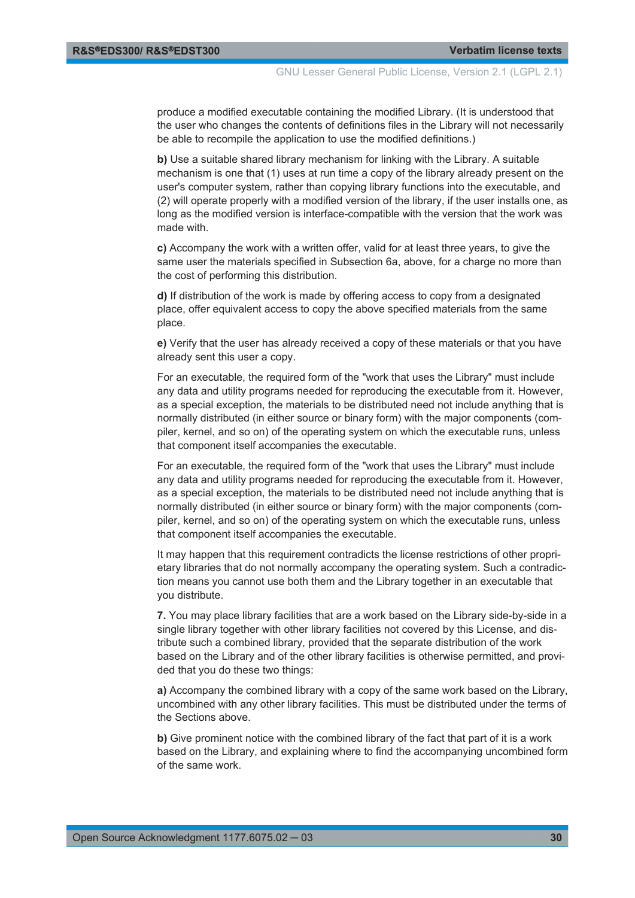produce a modified executable containing the modified Library. (It is understood that the user who changes the contents of definitions files in the Library will not necessarily be able to recompile the application to use the modified definitions.)

**b)** Use a suitable shared library mechanism for linking with the Library. A suitable mechanism is one that (1) uses at run time a copy of the library already present on the user's computer system, rather than copying library functions into the executable, and (2) will operate properly with a modified version of the library, if the user installs one, as long as the modified version is interface-compatible with the version that the work was made with.

**c)** Accompany the work with a written offer, valid for at least three years, to give the same user the materials specified in Subsection 6a, above, for a charge no more than the cost of performing this distribution.

**d)** If distribution of the work is made by offering access to copy from a designated place, offer equivalent access to copy the above specified materials from the same place.

**e)** Verify that the user has already received a copy of these materials or that you have already sent this user a copy.

For an executable, the required form of the "work that uses the Library" must include any data and utility programs needed for reproducing the executable from it. However, as a special exception, the materials to be distributed need not include anything that is normally distributed (in either source or binary form) with the major components (compiler, kernel, and so on) of the operating system on which the executable runs, unless that component itself accompanies the executable.

For an executable, the required form of the "work that uses the Library" must include any data and utility programs needed for reproducing the executable from it. However, as a special exception, the materials to be distributed need not include anything that is normally distributed (in either source or binary form) with the major components (compiler, kernel, and so on) of the operating system on which the executable runs, unless that component itself accompanies the executable.

It may happen that this requirement contradicts the license restrictions of other proprietary libraries that do not normally accompany the operating system. Such a contradiction means you cannot use both them and the Library together in an executable that you distribute.

**7.** You may place library facilities that are a work based on the Library side-by-side in a single library together with other library facilities not covered by this License, and distribute such a combined library, provided that the separate distribution of the work based on the Library and of the other library facilities is otherwise permitted, and provided that you do these two things:

**a)** Accompany the combined library with a copy of the same work based on the Library, uncombined with any other library facilities. This must be distributed under the terms of the Sections above.

**b)** Give prominent notice with the combined library of the fact that part of it is a work based on the Library, and explaining where to find the accompanying uncombined form of the same work.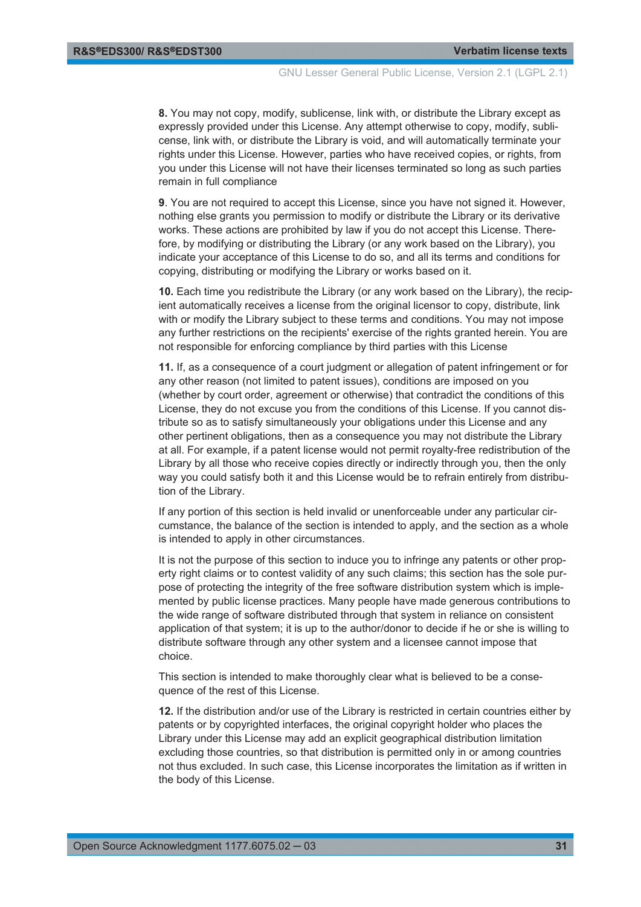**8.** You may not copy, modify, sublicense, link with, or distribute the Library except as expressly provided under this License. Any attempt otherwise to copy, modify, sublicense, link with, or distribute the Library is void, and will automatically terminate your rights under this License. However, parties who have received copies, or rights, from you under this License will not have their licenses terminated so long as such parties remain in full compliance

**9**. You are not required to accept this License, since you have not signed it. However, nothing else grants you permission to modify or distribute the Library or its derivative works. These actions are prohibited by law if you do not accept this License. Therefore, by modifying or distributing the Library (or any work based on the Library), you indicate your acceptance of this License to do so, and all its terms and conditions for copying, distributing or modifying the Library or works based on it.

**10.** Each time you redistribute the Library (or any work based on the Library), the recipient automatically receives a license from the original licensor to copy, distribute, link with or modify the Library subject to these terms and conditions. You may not impose any further restrictions on the recipients' exercise of the rights granted herein. You are not responsible for enforcing compliance by third parties with this License

**11.** If, as a consequence of a court judgment or allegation of patent infringement or for any other reason (not limited to patent issues), conditions are imposed on you (whether by court order, agreement or otherwise) that contradict the conditions of this License, they do not excuse you from the conditions of this License. If you cannot distribute so as to satisfy simultaneously your obligations under this License and any other pertinent obligations, then as a consequence you may not distribute the Library at all. For example, if a patent license would not permit royalty-free redistribution of the Library by all those who receive copies directly or indirectly through you, then the only way you could satisfy both it and this License would be to refrain entirely from distribution of the Library.

If any portion of this section is held invalid or unenforceable under any particular circumstance, the balance of the section is intended to apply, and the section as a whole is intended to apply in other circumstances.

It is not the purpose of this section to induce you to infringe any patents or other property right claims or to contest validity of any such claims; this section has the sole purpose of protecting the integrity of the free software distribution system which is implemented by public license practices. Many people have made generous contributions to the wide range of software distributed through that system in reliance on consistent application of that system; it is up to the author/donor to decide if he or she is willing to distribute software through any other system and a licensee cannot impose that choice.

This section is intended to make thoroughly clear what is believed to be a consequence of the rest of this License.

**12.** If the distribution and/or use of the Library is restricted in certain countries either by patents or by copyrighted interfaces, the original copyright holder who places the Library under this License may add an explicit geographical distribution limitation excluding those countries, so that distribution is permitted only in or among countries not thus excluded. In such case, this License incorporates the limitation as if written in the body of this License.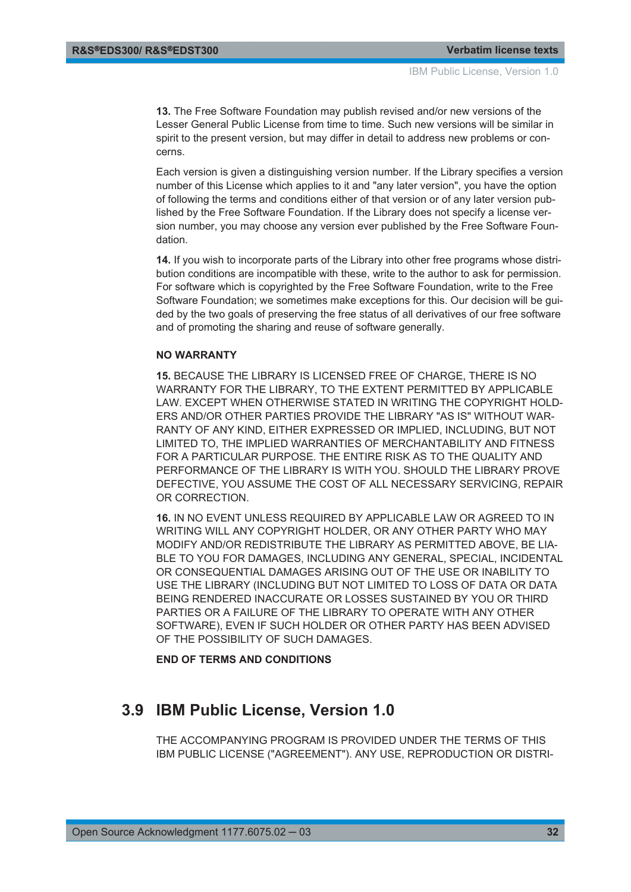**13.** The Free Software Foundation may publish revised and/or new versions of the Lesser General Public License from time to time. Such new versions will be similar in spirit to the present version, but may differ in detail to address new problems or concerns.

Each version is given a distinguishing version number. If the Library specifies a version number of this License which applies to it and "any later version", you have the option of following the terms and conditions either of that version or of any later version published by the Free Software Foundation. If the Library does not specify a license version number, you may choose any version ever published by the Free Software Foundation.

**14.** If you wish to incorporate parts of the Library into other free programs whose distribution conditions are incompatible with these, write to the author to ask for permission. For software which is copyrighted by the Free Software Foundation, write to the Free Software Foundation; we sometimes make exceptions for this. Our decision will be guided by the two goals of preserving the free status of all derivatives of our free software and of promoting the sharing and reuse of software generally.

**NO WARRANTY**

**15.** BECAUSE THE LIBRARY IS LICENSED FREE OF CHARGE, THERE IS NO WARRANTY FOR THE LIBRARY, TO THE EXTENT PERMITTED BY APPLICABLE LAW. EXCEPT WHEN OTHERWISE STATED IN WRITING THE COPYRIGHT HOLDERS AND/OR OTHER PARTIES PROVIDE THE LIBRARY "AS IS" WITHOUT WARRANTY OF ANY KIND, EITHER EXPRESSED OR IMPLIED, INCLUDING, BUT NOT LIMITED TO, THE IMPLIED WARRANTIES OF MERCHANTABILITY AND FITNESS FOR A PARTICULAR PURPOSE. THE ENTIRE RISK AS TO THE QUALITY AND PERFORMANCE OF THE LIBRARY IS WITH YOU. SHOULD THE LIBRARY PROVE DEFECTIVE, YOU ASSUME THE COST OF ALL NECESSARY SERVICING, REPAIR OR CORRECTION.

**16.** IN NO EVENT UNLESS REQUIRED BY APPLICABLE LAW OR AGREED TO IN WRITING WILL ANY COPYRIGHT HOLDER, OR ANY OTHER PARTY WHO MAY MODIFY AND/OR REDISTRIBUTE THE LIBRARY AS PERMITTED ABOVE, BE LIABLE TO YOU FOR DAMAGES, INCLUDING ANY GENERAL, SPECIAL, INCIDENTAL OR CONSEQUENTIAL DAMAGES ARISING OUT OF THE USE OR INABILITY TO USE THE LIBRARY (INCLUDING BUT NOT LIMITED TO LOSS OF DATA OR DATA BEING RENDERED INACCURATE OR LOSSES SUSTAINED BY YOU OR THIRD PARTIES OR A FAILURE OF THE LIBRARY TO OPERATE WITH ANY OTHER SOFTWARE), EVEN IF SUCH HOLDER OR OTHER PARTY HAS BEEN ADVISED OF THE POSSIBILITY OF SUCH DAMAGES.

**END OF TERMS AND CONDITIONS**

## 3.9 IBM Public License, Version 1.0

THE ACCOMPANYING PROGRAM IS PROVIDED UNDER THE TERMS OF THIS IBM PUBLIC LICENSE ("AGREEMENT"). ANY USE, REPRODUCTION OR DISTRI-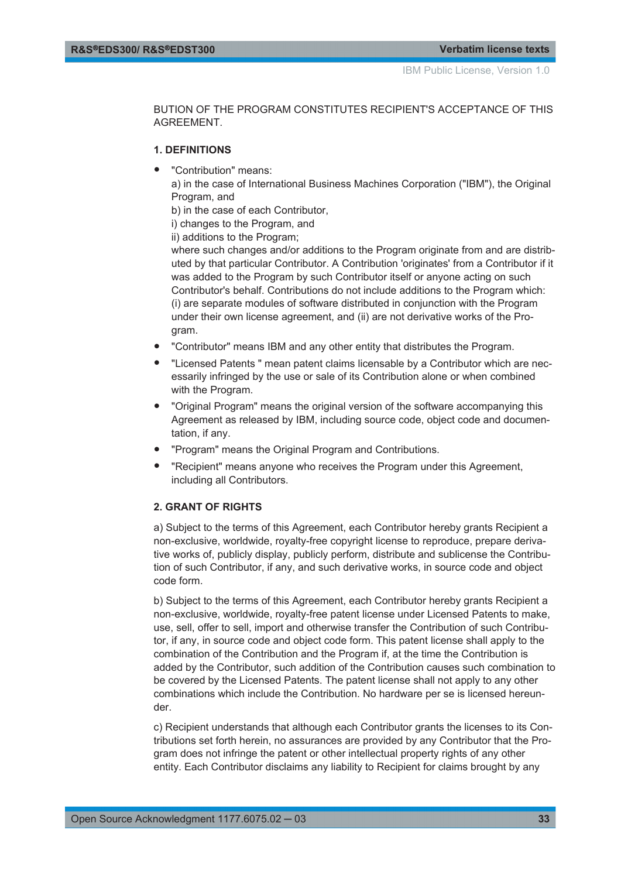BUTION OF THE PROGRAM CONSTITUTES RECIPIENT'S ACCEPTANCE OF THIS AGREEMENT.

**1. DEFINITIONS**

- "Contribution" means:
  a) in the case of International Business Machines Corporation ("IBM"), the Original Program, and
  b) in the case of each Contributor,
  i) changes to the Program, and
  ii) additions to the Program;
  where such changes and/or additions to the Program originate from and are distributed by that particular Contributor. A Contribution 'originates' from a Contributor if it was added to the Program by such Contributor itself or anyone acting on such Contributor's behalf. Contributions do not include additions to the Program which: (i) are separate modules of software distributed in conjunction with the Program under their own license agreement, and (ii) are not derivative works of the Program.
- "Contributor" means IBM and any other entity that distributes the Program.
- "Licensed Patents " mean patent claims licensable by a Contributor which are necessarily infringed by the use or sale of its Contribution alone or when combined with the Program.
- "Original Program" means the original version of the software accompanying this Agreement as released by IBM, including source code, object code and documentation, if any.
- "Program" means the Original Program and Contributions.
- "Recipient" means anyone who receives the Program under this Agreement, including all Contributors.

**2. GRANT OF RIGHTS**

a) Subject to the terms of this Agreement, each Contributor hereby grants Recipient a non-exclusive, worldwide, royalty-free copyright license to reproduce, prepare derivative works of, publicly display, publicly perform, distribute and sublicense the Contribution of such Contributor, if any, and such derivative works, in source code and object code form.

b) Subject to the terms of this Agreement, each Contributor hereby grants Recipient a non-exclusive, worldwide, royalty-free patent license under Licensed Patents to make, use, sell, offer to sell, import and otherwise transfer the Contribution of such Contributor, if any, in source code and object code form. This patent license shall apply to the combination of the Contribution and the Program if, at the time the Contribution is added by the Contributor, such addition of the Contribution causes such combination to be covered by the Licensed Patents. The patent license shall not apply to any other combinations which include the Contribution. No hardware per se is licensed hereunder.

c) Recipient understands that although each Contributor grants the licenses to its Contributions set forth herein, no assurances are provided by any Contributor that the Program does not infringe the patent or other intellectual property rights of any other entity. Each Contributor disclaims any liability to Recipient for claims brought by any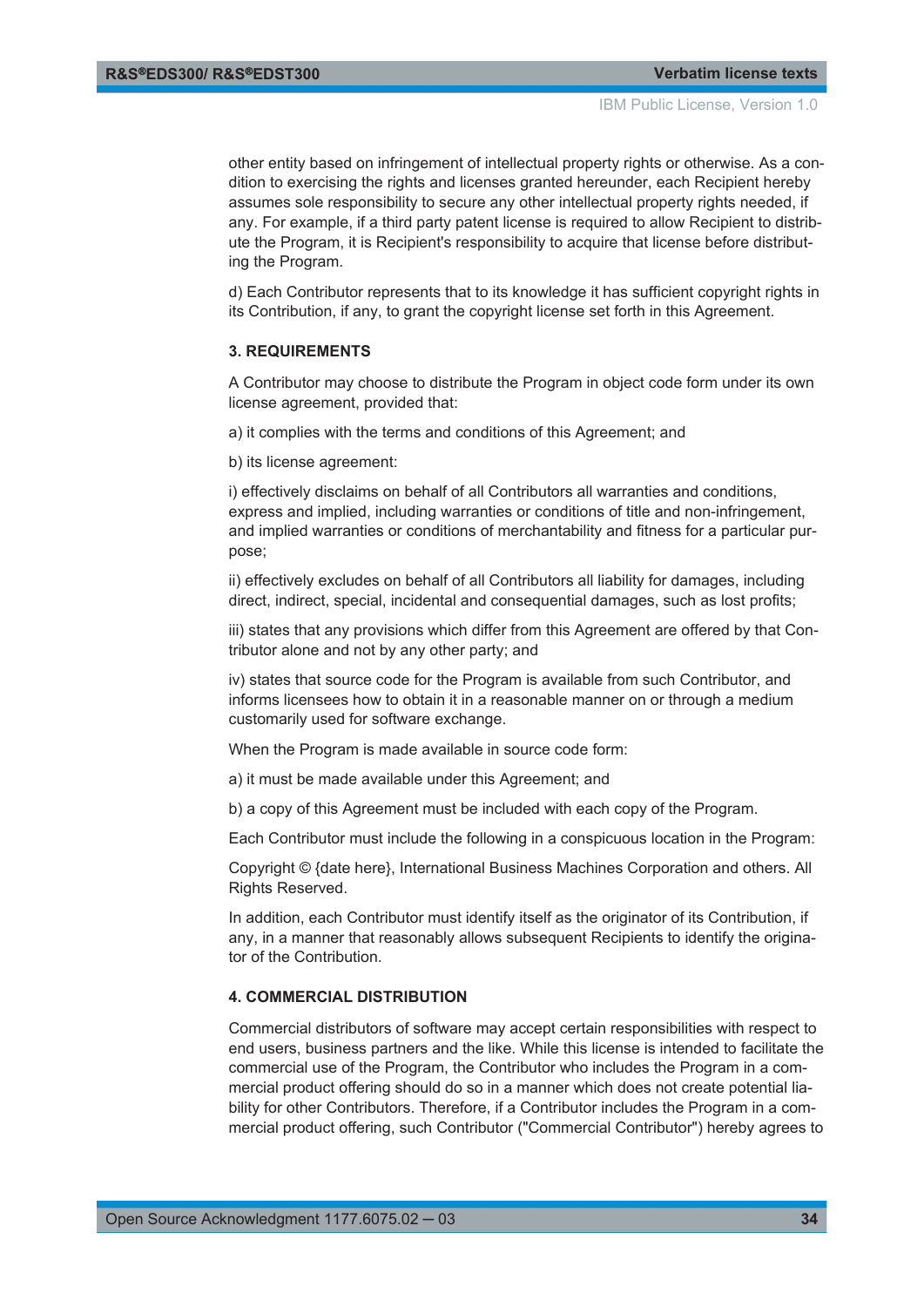other entity based on infringement of intellectual property rights or otherwise. As a condition to exercising the rights and licenses granted hereunder, each Recipient hereby assumes sole responsibility to secure any other intellectual property rights needed, if any. For example, if a third party patent license is required to allow Recipient to distribute the Program, it is Recipient's responsibility to acquire that license before distributing the Program.

d) Each Contributor represents that to its knowledge it has sufficient copyright rights in its Contribution, if any, to grant the copyright license set forth in this Agreement.

**3. REQUIREMENTS**

A Contributor may choose to distribute the Program in object code form under its own license agreement, provided that:

a) it complies with the terms and conditions of this Agreement; and

b) its license agreement:

i) effectively disclaims on behalf of all Contributors all warranties and conditions, express and implied, including warranties or conditions of title and non-infringement, and implied warranties or conditions of merchantability and fitness for a particular purpose;

ii) effectively excludes on behalf of all Contributors all liability for damages, including direct, indirect, special, incidental and consequential damages, such as lost profits;

iii) states that any provisions which differ from this Agreement are offered by that Contributor alone and not by any other party; and

iv) states that source code for the Program is available from such Contributor, and informs licensees how to obtain it in a reasonable manner on or through a medium customarily used for software exchange.

When the Program is made available in source code form:

a) it must be made available under this Agreement; and

b) a copy of this Agreement must be included with each copy of the Program.

Each Contributor must include the following in a conspicuous location in the Program:

Copyright © {date here}, International Business Machines Corporation and others. All Rights Reserved.

In addition, each Contributor must identify itself as the originator of its Contribution, if any, in a manner that reasonably allows subsequent Recipients to identify the originator of the Contribution.

**4. COMMERCIAL DISTRIBUTION**

Commercial distributors of software may accept certain responsibilities with respect to end users, business partners and the like. While this license is intended to facilitate the commercial use of the Program, the Contributor who includes the Program in a commercial product offering should do so in a manner which does not create potential liability for other Contributors. Therefore, if a Contributor includes the Program in a commercial product offering, such Contributor ("Commercial Contributor") hereby agrees to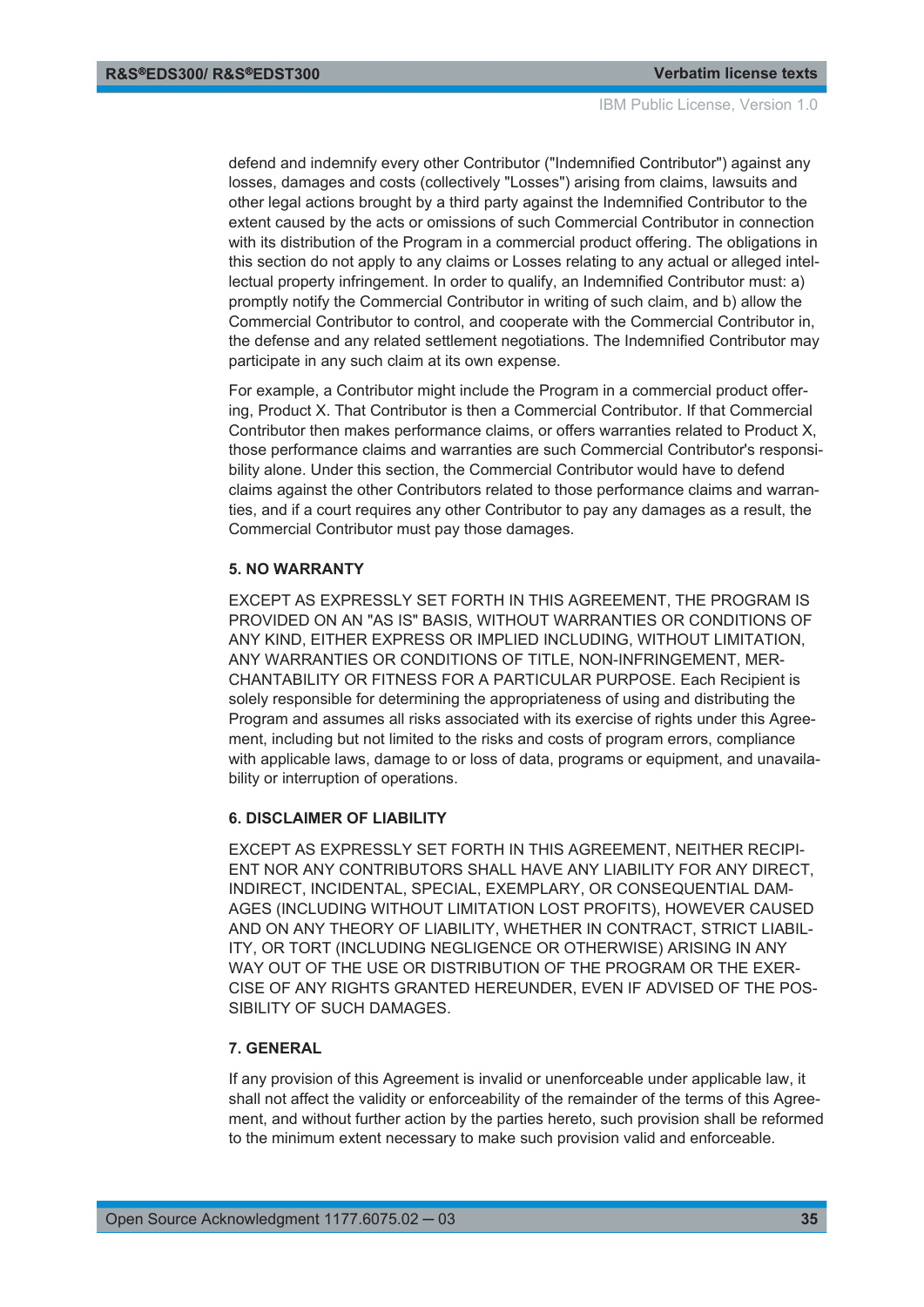defend and indemnify every other Contributor ("Indemnified Contributor") against any losses, damages and costs (collectively "Losses") arising from claims, lawsuits and other legal actions brought by a third party against the Indemnified Contributor to the extent caused by the acts or omissions of such Commercial Contributor in connection with its distribution of the Program in a commercial product offering. The obligations in this section do not apply to any claims or Losses relating to any actual or alleged intellectual property infringement. In order to qualify, an Indemnified Contributor must: a) promptly notify the Commercial Contributor in writing of such claim, and b) allow the Commercial Contributor to control, and cooperate with the Commercial Contributor in, the defense and any related settlement negotiations. The Indemnified Contributor may participate in any such claim at its own expense.

For example, a Contributor might include the Program in a commercial product offering, Product X. That Contributor is then a Commercial Contributor. If that Commercial Contributor then makes performance claims, or offers warranties related to Product X, those performance claims and warranties are such Commercial Contributor's responsibility alone. Under this section, the Commercial Contributor would have to defend claims against the other Contributors related to those performance claims and warranties, and if a court requires any other Contributor to pay any damages as a result, the Commercial Contributor must pay those damages.

**5. NO WARRANTY**

EXCEPT AS EXPRESSLY SET FORTH IN THIS AGREEMENT, THE PROGRAM IS PROVIDED ON AN "AS IS" BASIS, WITHOUT WARRANTIES OR CONDITIONS OF ANY KIND, EITHER EXPRESS OR IMPLIED INCLUDING, WITHOUT LIMITATION, ANY WARRANTIES OR CONDITIONS OF TITLE, NON-INFRINGEMENT, MERCHANTABILITY OR FITNESS FOR A PARTICULAR PURPOSE. Each Recipient is solely responsible for determining the appropriateness of using and distributing the Program and assumes all risks associated with its exercise of rights under this Agreement, including but not limited to the risks and costs of program errors, compliance with applicable laws, damage to or loss of data, programs or equipment, and unavailability or interruption of operations.

**6. DISCLAIMER OF LIABILITY**

EXCEPT AS EXPRESSLY SET FORTH IN THIS AGREEMENT, NEITHER RECIPIENT NOR ANY CONTRIBUTORS SHALL HAVE ANY LIABILITY FOR ANY DIRECT, INDIRECT, INCIDENTAL, SPECIAL, EXEMPLARY, OR CONSEQUENTIAL DAMAGES (INCLUDING WITHOUT LIMITATION LOST PROFITS), HOWEVER CAUSED AND ON ANY THEORY OF LIABILITY, WHETHER IN CONTRACT, STRICT LIABILITY, OR TORT (INCLUDING NEGLIGENCE OR OTHERWISE) ARISING IN ANY WAY OUT OF THE USE OR DISTRIBUTION OF THE PROGRAM OR THE EXERCISE OF ANY RIGHTS GRANTED HEREUNDER, EVEN IF ADVISED OF THE POSSIBILITY OF SUCH DAMAGES.

**7. GENERAL**

If any provision of this Agreement is invalid or unenforceable under applicable law, it shall not affect the validity or enforceability of the remainder of the terms of this Agreement, and without further action by the parties hereto, such provision shall be reformed to the minimum extent necessary to make such provision valid and enforceable.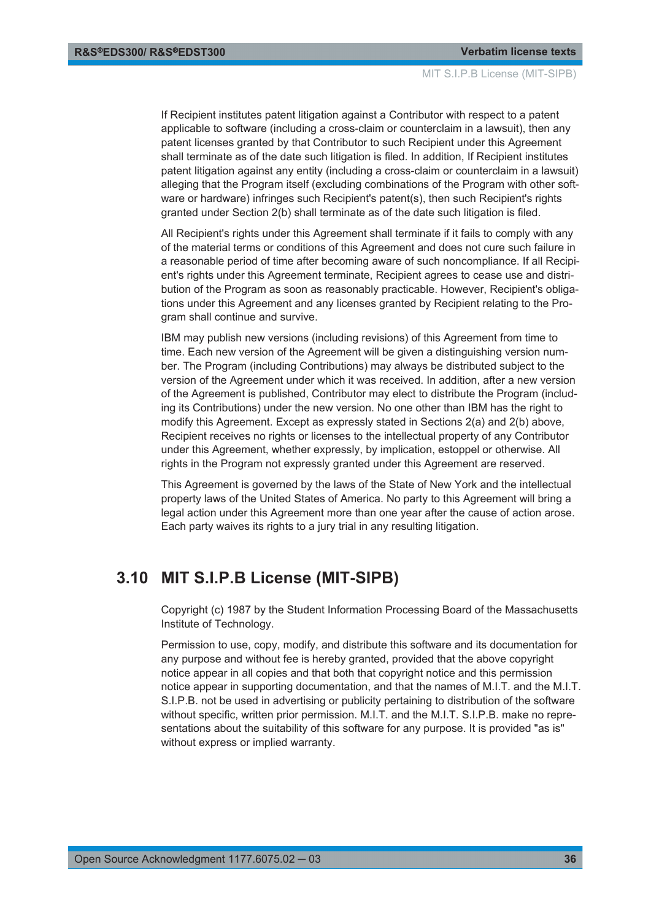If Recipient institutes patent litigation against a Contributor with respect to a patent applicable to software (including a cross-claim or counterclaim in a lawsuit), then any patent licenses granted by that Contributor to such Recipient under this Agreement shall terminate as of the date such litigation is filed. In addition, If Recipient institutes patent litigation against any entity (including a cross-claim or counterclaim in a lawsuit) alleging that the Program itself (excluding combinations of the Program with other software or hardware) infringes such Recipient's patent(s), then such Recipient's rights granted under Section 2(b) shall terminate as of the date such litigation is filed.

All Recipient's rights under this Agreement shall terminate if it fails to comply with any of the material terms or conditions of this Agreement and does not cure such failure in a reasonable period of time after becoming aware of such noncompliance. If all Recipient's rights under this Agreement terminate, Recipient agrees to cease use and distribution of the Program as soon as reasonably practicable. However, Recipient's obligations under this Agreement and any licenses granted by Recipient relating to the Program shall continue and survive.

IBM may publish new versions (including revisions) of this Agreement from time to time. Each new version of the Agreement will be given a distinguishing version number. The Program (including Contributions) may always be distributed subject to the version of the Agreement under which it was received. In addition, after a new version of the Agreement is published, Contributor may elect to distribute the Program (including its Contributions) under the new version. No one other than IBM has the right to modify this Agreement. Except as expressly stated in Sections 2(a) and 2(b) above, Recipient receives no rights or licenses to the intellectual property of any Contributor under this Agreement, whether expressly, by implication, estoppel or otherwise. All rights in the Program not expressly granted under this Agreement are reserved.

This Agreement is governed by the laws of the State of New York and the intellectual property laws of the United States of America. No party to this Agreement will bring a legal action under this Agreement more than one year after the cause of action arose. Each party waives its rights to a jury trial in any resulting litigation.

## 3.10 MIT S.I.P.B License (MIT-SIPB)

Copyright (c) 1987 by the Student Information Processing Board of the Massachusetts Institute of Technology.

Permission to use, copy, modify, and distribute this software and its documentation for any purpose and without fee is hereby granted, provided that the above copyright notice appear in all copies and that both that copyright notice and this permission notice appear in supporting documentation, and that the names of M.I.T. and the M.I.T. S.I.P.B. not be used in advertising or publicity pertaining to distribution of the software without specific, written prior permission. M.I.T. and the M.I.T. S.I.P.B. make no representations about the suitability of this software for any purpose. It is provided "as is" without express or implied warranty.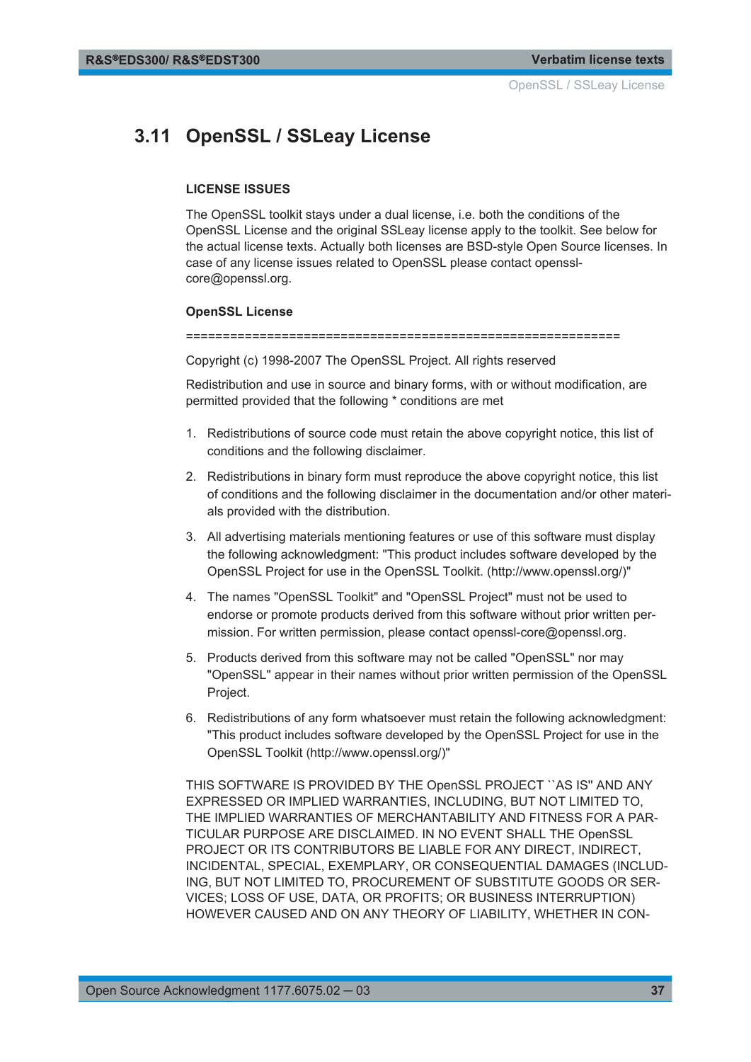## 3.11 OpenSSL / SSLeay License

**LICENSE ISSUES**

The OpenSSL toolkit stays under a dual license, i.e. both the conditions of the OpenSSL License and the original SSLeay license apply to the toolkit. See below for the actual license texts. Actually both licenses are BSD-style Open Source licenses. In case of any license issues related to OpenSSL please contact openssl-core@openssl.org.

**OpenSSL License**

==============================================================

Copyright (c) 1998-2007 The OpenSSL Project. All rights reserved

Redistribution and use in source and binary forms, with or without modification, are permitted provided that the following * conditions are met

1. Redistributions of source code must retain the above copyright notice, this list of conditions and the following disclaimer.
2. Redistributions in binary form must reproduce the above copyright notice, this list of conditions and the following disclaimer in the documentation and/or other materials provided with the distribution.
3. All advertising materials mentioning features or use of this software must display the following acknowledgment: "This product includes software developed by the OpenSSL Project for use in the OpenSSL Toolkit. (http://www.openssl.org/)"
4. The names "OpenSSL Toolkit" and "OpenSSL Project" must not be used to endorse or promote products derived from this software without prior written permission. For written permission, please contact openssl-core@openssl.org.
5. Products derived from this software may not be called "OpenSSL" nor may "OpenSSL" appear in their names without prior written permission of the OpenSSL Project.
6. Redistributions of any form whatsoever must retain the following acknowledgment: "This product includes software developed by the OpenSSL Project for use in the OpenSSL Toolkit (http://www.openssl.org/)"

THIS SOFTWARE IS PROVIDED BY THE OpenSSL PROJECT ``AS IS'' AND ANY EXPRESSED OR IMPLIED WARRANTIES, INCLUDING, BUT NOT LIMITED TO, THE IMPLIED WARRANTIES OF MERCHANTABILITY AND FITNESS FOR A PARTICULAR PURPOSE ARE DISCLAIMED. IN NO EVENT SHALL THE OpenSSL PROJECT OR ITS CONTRIBUTORS BE LIABLE FOR ANY DIRECT, INDIRECT, INCIDENTAL, SPECIAL, EXEMPLARY, OR CONSEQUENTIAL DAMAGES (INCLUDING, BUT NOT LIMITED TO, PROCUREMENT OF SUBSTITUTE GOODS OR SERVICES; LOSS OF USE, DATA, OR PROFITS; OR BUSINESS INTERRUPTION) HOWEVER CAUSED AND ON ANY THEORY OF LIABILITY, WHETHER IN CON-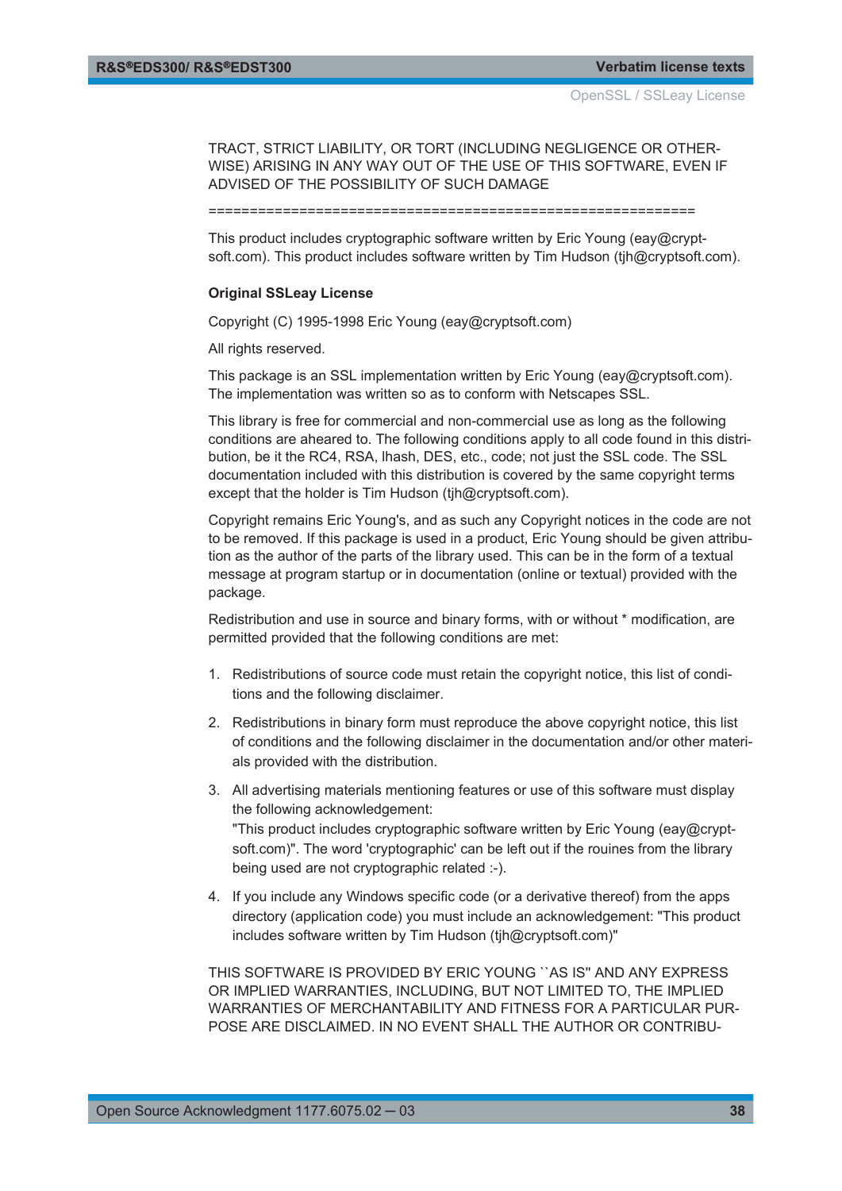TRACT, STRICT LIABILITY, OR TORT (INCLUDING NEGLIGENCE OR OTHERWISE) ARISING IN ANY WAY OUT OF THE USE OF THIS SOFTWARE, EVEN IF ADVISED OF THE POSSIBILITY OF SUCH DAMAGE

=============================================================

This product includes cryptographic software written by Eric Young (eay@cryptsoft.com). This product includes software written by Tim Hudson (tjh@cryptsoft.com).

**Original SSLeay License**

Copyright (C) 1995-1998 Eric Young (eay@cryptsoft.com)

All rights reserved.

This package is an SSL implementation written by Eric Young (eay@cryptsoft.com). The implementation was written so as to conform with Netscapes SSL.

This library is free for commercial and non-commercial use as long as the following conditions are aheared to. The following conditions apply to all code found in this distribution, be it the RC4, RSA, lhash, DES, etc., code; not just the SSL code. The SSL documentation included with this distribution is covered by the same copyright terms except that the holder is Tim Hudson (tjh@cryptsoft.com).

Copyright remains Eric Young's, and as such any Copyright notices in the code are not to be removed. If this package is used in a product, Eric Young should be given attribution as the author of the parts of the library used. This can be in the form of a textual message at program startup or in documentation (online or textual) provided with the package.

Redistribution and use in source and binary forms, with or without * modification, are permitted provided that the following conditions are met:

1. Redistributions of source code must retain the copyright notice, this list of conditions and the following disclaimer.
2. Redistributions in binary form must reproduce the above copyright notice, this list of conditions and the following disclaimer in the documentation and/or other materials provided with the distribution.
3. All advertising materials mentioning features or use of this software must display the following acknowledgement:
   "This product includes cryptographic software written by Eric Young (eay@cryptsoft.com)". The word 'cryptographic' can be left out if the rouines from the library being used are not cryptographic related :-).
4. If you include any Windows specific code (or a derivative thereof) from the apps directory (application code) you must include an acknowledgement: "This product includes software written by Tim Hudson (tjh@cryptsoft.com)"

THIS SOFTWARE IS PROVIDED BY ERIC YOUNG ``AS IS'' AND ANY EXPRESS OR IMPLIED WARRANTIES, INCLUDING, BUT NOT LIMITED TO, THE IMPLIED WARRANTIES OF MERCHANTABILITY AND FITNESS FOR A PARTICULAR PURPOSE ARE DISCLAIMED. IN NO EVENT SHALL THE AUTHOR OR CONTRIBU-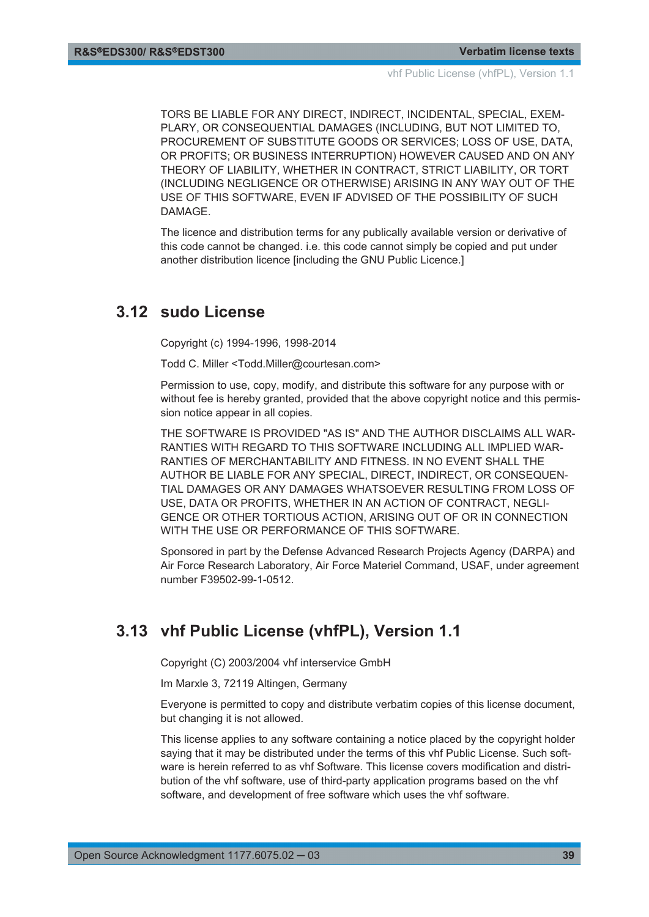TORS BE LIABLE FOR ANY DIRECT, INDIRECT, INCIDENTAL, SPECIAL, EXEMPLARY, OR CONSEQUENTIAL DAMAGES (INCLUDING, BUT NOT LIMITED TO, PROCUREMENT OF SUBSTITUTE GOODS OR SERVICES; LOSS OF USE, DATA, OR PROFITS; OR BUSINESS INTERRUPTION) HOWEVER CAUSED AND ON ANY THEORY OF LIABILITY, WHETHER IN CONTRACT, STRICT LIABILITY, OR TORT (INCLUDING NEGLIGENCE OR OTHERWISE) ARISING IN ANY WAY OUT OF THE USE OF THIS SOFTWARE, EVEN IF ADVISED OF THE POSSIBILITY OF SUCH DAMAGE.

The licence and distribution terms for any publically available version or derivative of this code cannot be changed. i.e. this code cannot simply be copied and put under another distribution licence [including the GNU Public Licence.]

## 3.12 sudo License

Copyright (c) 1994-1996, 1998-2014

Todd C. Miller <Todd.Miller@courtesan.com>

Permission to use, copy, modify, and distribute this software for any purpose with or without fee is hereby granted, provided that the above copyright notice and this permission notice appear in all copies.

THE SOFTWARE IS PROVIDED "AS IS" AND THE AUTHOR DISCLAIMS ALL WARRANTIES WITH REGARD TO THIS SOFTWARE INCLUDING ALL IMPLIED WARRANTIES OF MERCHANTABILITY AND FITNESS. IN NO EVENT SHALL THE AUTHOR BE LIABLE FOR ANY SPECIAL, DIRECT, INDIRECT, OR CONSEQUENTIAL DAMAGES OR ANY DAMAGES WHATSOEVER RESULTING FROM LOSS OF USE, DATA OR PROFITS, WHETHER IN AN ACTION OF CONTRACT, NEGLIGENCE OR OTHER TORTIOUS ACTION, ARISING OUT OF OR IN CONNECTION WITH THE USE OR PERFORMANCE OF THIS SOFTWARE.

Sponsored in part by the Defense Advanced Research Projects Agency (DARPA) and Air Force Research Laboratory, Air Force Materiel Command, USAF, under agreement number F39502-99-1-0512.

## 3.13 vhf Public License (vhfPL), Version 1.1

Copyright (C) 2003/2004 vhf interservice GmbH

Im Marxle 3, 72119 Altingen, Germany

Everyone is permitted to copy and distribute verbatim copies of this license document, but changing it is not allowed.

This license applies to any software containing a notice placed by the copyright holder saying that it may be distributed under the terms of this vhf Public License. Such software is herein referred to as vhf Software. This license covers modification and distribution of the vhf software, use of third-party application programs based on the vhf software, and development of free software which uses the vhf software.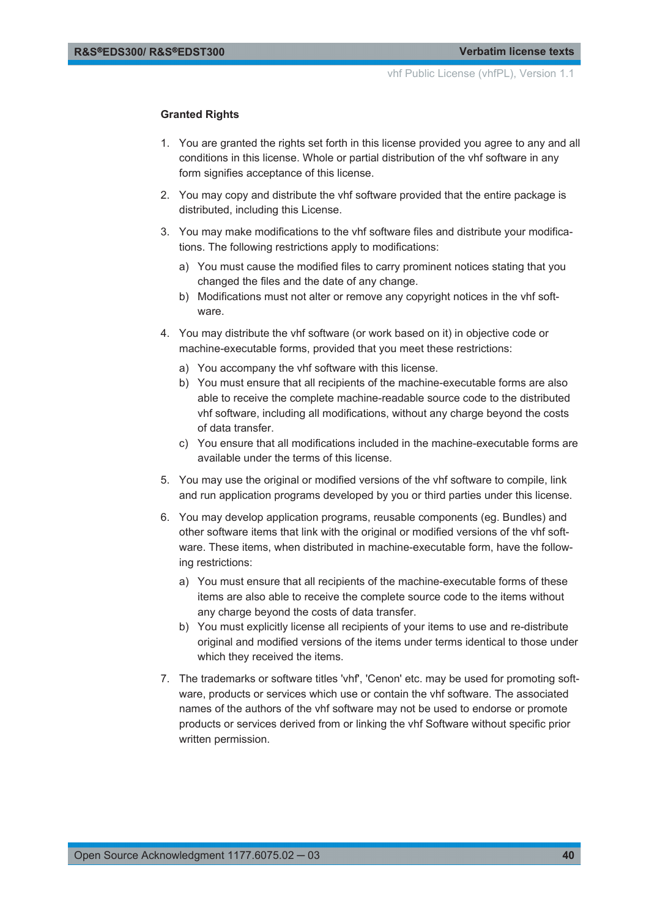**Granted Rights**

1. You are granted the rights set forth in this license provided you agree to any and all conditions in this license. Whole or partial distribution of the vhf software in any form signifies acceptance of this license.
2. You may copy and distribute the vhf software provided that the entire package is distributed, including this License.
3. You may make modifications to the vhf software files and distribute your modifications. The following restrictions apply to modifications:
   a) You must cause the modified files to carry prominent notices stating that you changed the files and the date of any change.
   b) Modifications must not alter or remove any copyright notices in the vhf software.
4. You may distribute the vhf software (or work based on it) in objective code or machine-executable forms, provided that you meet these restrictions:
   a) You accompany the vhf software with this license.
   b) You must ensure that all recipients of the machine-executable forms are also able to receive the complete machine-readable source code to the distributed vhf software, including all modifications, without any charge beyond the costs of data transfer.
   c) You ensure that all modifications included in the machine-executable forms are available under the terms of this license.
5. You may use the original or modified versions of the vhf software to compile, link and run application programs developed by you or third parties under this license.
6. You may develop application programs, reusable components (eg. Bundles) and other software items that link with the original or modified versions of the vhf software. These items, when distributed in machine-executable form, have the following restrictions:
   a) You must ensure that all recipients of the machine-executable forms of these items are also able to receive the complete source code to the items without any charge beyond the costs of data transfer.
   b) You must explicitly license all recipients of your items to use and re-distribute original and modified versions of the items under terms identical to those under which they received the items.
7. The trademarks or software titles 'vhf', 'Cenon' etc. may be used for promoting software, products or services which use or contain the vhf software. The associated names of the authors of the vhf software may not be used to endorse or promote products or services derived from or linking the vhf Software without specific prior written permission.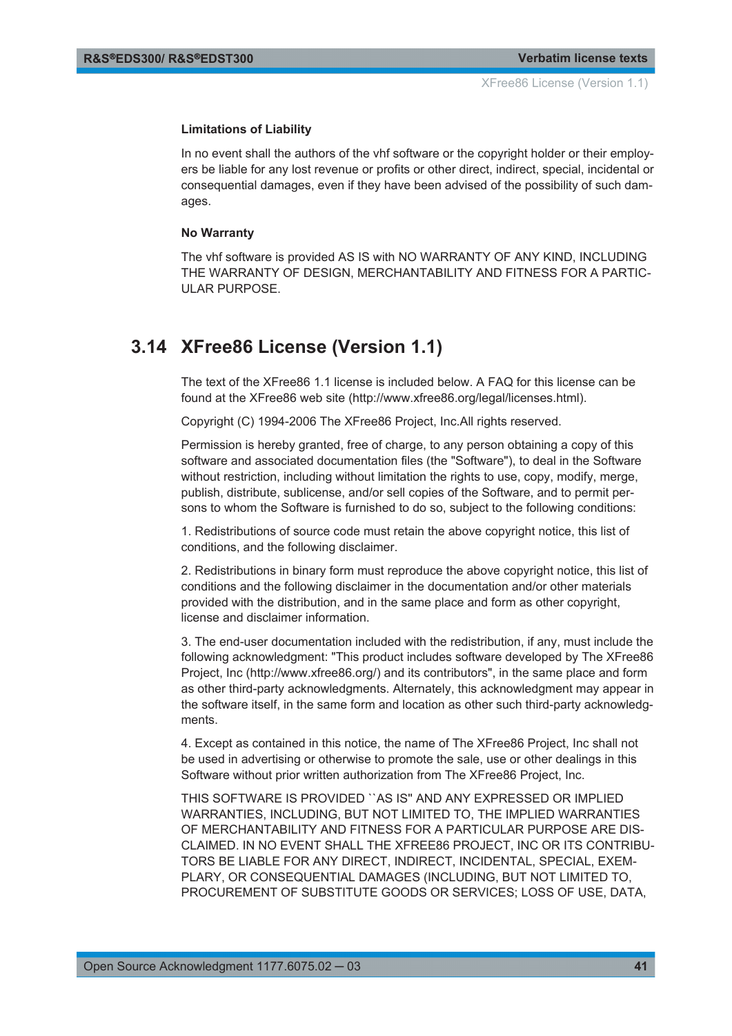**Limitations of Liability**

In no event shall the authors of the vhf software or the copyright holder or their employers be liable for any lost revenue or profits or other direct, indirect, special, incidental or consequential damages, even if they have been advised of the possibility of such damages.

**No Warranty**

The vhf software is provided AS IS with NO WARRANTY OF ANY KIND, INCLUDING THE WARRANTY OF DESIGN, MERCHANTABILITY AND FITNESS FOR A PARTICULAR PURPOSE.

## 3.14 XFree86 License (Version 1.1)

The text of the XFree86 1.1 license is included below. A FAQ for this license can be found at the XFree86 web site (http://www.xfree86.org/legal/licenses.html).

Copyright (C) 1994-2006 The XFree86 Project, Inc.All rights reserved.

Permission is hereby granted, free of charge, to any person obtaining a copy of this software and associated documentation files (the "Software"), to deal in the Software without restriction, including without limitation the rights to use, copy, modify, merge, publish, distribute, sublicense, and/or sell copies of the Software, and to permit persons to whom the Software is furnished to do so, subject to the following conditions:

1. Redistributions of source code must retain the above copyright notice, this list of conditions, and the following disclaimer.

2. Redistributions in binary form must reproduce the above copyright notice, this list of conditions and the following disclaimer in the documentation and/or other materials provided with the distribution, and in the same place and form as other copyright, license and disclaimer information.

3. The end-user documentation included with the redistribution, if any, must include the following acknowledgment: "This product includes software developed by The XFree86 Project, Inc (http://www.xfree86.org/) and its contributors", in the same place and form as other third-party acknowledgments. Alternately, this acknowledgment may appear in the software itself, in the same form and location as other such third-party acknowledgments.

4. Except as contained in this notice, the name of The XFree86 Project, Inc shall not be used in advertising or otherwise to promote the sale, use or other dealings in this Software without prior written authorization from The XFree86 Project, Inc.

THIS SOFTWARE IS PROVIDED ``AS IS'' AND ANY EXPRESSED OR IMPLIED WARRANTIES, INCLUDING, BUT NOT LIMITED TO, THE IMPLIED WARRANTIES OF MERCHANTABILITY AND FITNESS FOR A PARTICULAR PURPOSE ARE DISCLAIMED. IN NO EVENT SHALL THE XFREE86 PROJECT, INC OR ITS CONTRIBUTORS BE LIABLE FOR ANY DIRECT, INDIRECT, INCIDENTAL, SPECIAL, EXEMPLARY, OR CONSEQUENTIAL DAMAGES (INCLUDING, BUT NOT LIMITED TO, PROCUREMENT OF SUBSTITUTE GOODS OR SERVICES; LOSS OF USE, DATA,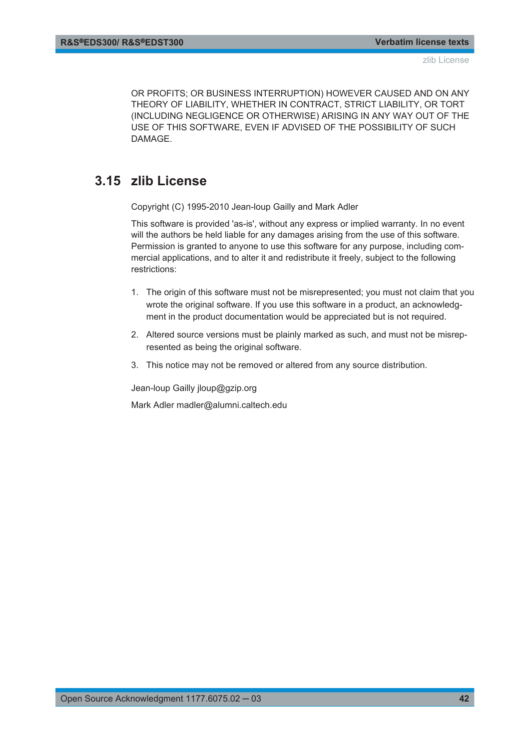OR PROFITS; OR BUSINESS INTERRUPTION) HOWEVER CAUSED AND ON ANY THEORY OF LIABILITY, WHETHER IN CONTRACT, STRICT LIABILITY, OR TORT (INCLUDING NEGLIGENCE OR OTHERWISE) ARISING IN ANY WAY OUT OF THE USE OF THIS SOFTWARE, EVEN IF ADVISED OF THE POSSIBILITY OF SUCH DAMAGE.

## 3.15 zlib License

Copyright (C) 1995-2010 Jean-loup Gailly and Mark Adler

This software is provided 'as-is', without any express or implied warranty. In no event will the authors be held liable for any damages arising from the use of this software. Permission is granted to anyone to use this software for any purpose, including commercial applications, and to alter it and redistribute it freely, subject to the following restrictions:

1. The origin of this software must not be misrepresented; you must not claim that you wrote the original software. If you use this software in a product, an acknowledgment in the product documentation would be appreciated but is not required.
2. Altered source versions must be plainly marked as such, and must not be misrepresented as being the original software.
3. This notice may not be removed or altered from any source distribution.

Jean-loup Gailly jloup@gzip.org

Mark Adler madler@alumni.caltech.edu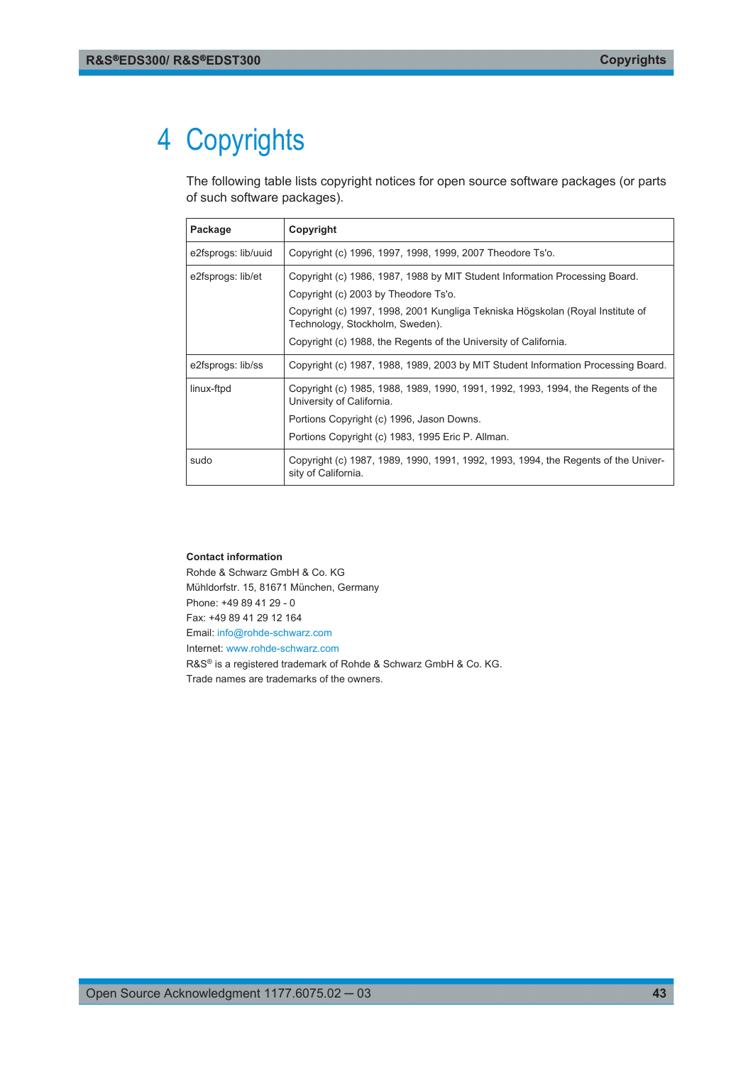# 4 Copyrights

The following table lists copyright notices for open source software packages (or parts of such software packages).

| Package | Copyright |
|---|---|
| e2fsprogs: lib/uuid | Copyright (c) 1996, 1997, 1998, 1999, 2007 Theodore Ts'o. |
| e2fsprogs: lib/et | Copyright (c) 1986, 1987, 1988 by MIT Student Information Processing Board.<br>Copyright (c) 2003 by Theodore Ts'o.<br>Copyright (c) 1997, 1998, 2001 Kungliga Tekniska Högskolan (Royal Institute of Technology, Stockholm, Sweden).<br>Copyright (c) 1988, the Regents of the University of California. |
| e2fsprogs: lib/ss | Copyright (c) 1987, 1988, 1989, 2003 by MIT Student Information Processing Board. |
| linux-ftpd | Copyright (c) 1985, 1988, 1989, 1990, 1991, 1992, 1993, 1994, the Regents of the University of California.<br>Portions Copyright (c) 1996, Jason Downs.<br>Portions Copyright (c) 1983, 1995 Eric P. Allman. |
| sudo | Copyright (c) 1987, 1989, 1990, 1991, 1992, 1993, 1994, the Regents of the University of California. |

**Contact information**

Rohde & Schwarz GmbH & Co. KG
Mühldorfstr. 15, 81671 München, Germany
Phone: +49 89 41 29 - 0
Fax: +49 89 41 29 12 164
Email: info@rohde-schwarz.com
Internet: www.rohde-schwarz.com
R&S® is a registered trademark of Rohde & Schwarz GmbH & Co. KG.
Trade names are trademarks of the owners.